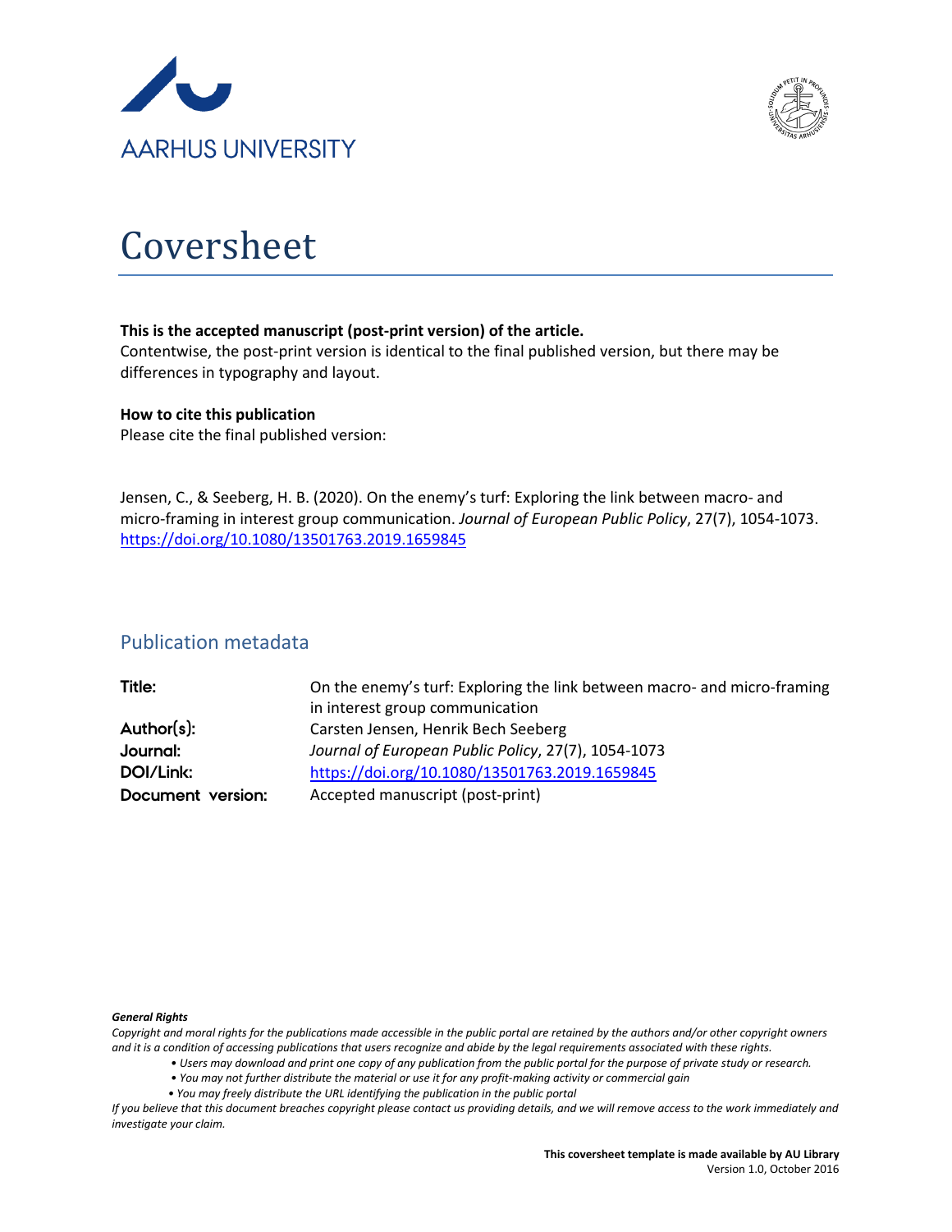AARHUS UNIVERSITY

# Coversheet

**This is the accepted manuscript (post-print version) of the article.**
Contentwise, the post-print version is identical to the final published version, but there may be differences in typography and layout.

**How to cite this publication**
Please cite the final published version:

Jensen, C., & Seeberg, H. B. (2020). On the enemy's turf: Exploring the link between macro- and micro-framing in interest group communication. *Journal of European Public Policy*, 27(7), 1054-1073. https://doi.org/10.1080/13501763.2019.1659845

## Publication metadata

| | |
|---|---|
| **Title:** | On the enemy's turf: Exploring the link between macro- and micro-framing in interest group communication |
| **Author(s):** | Carsten Jensen, Henrik Bech Seeberg |
| **Journal:** | *Journal of European Public Policy*, 27(7), 1054-1073 |
| **DOI/Link:** | https://doi.org/10.1080/13501763.2019.1659845 |
| **Document version:** | Accepted manuscript (post-print) |

***General Rights***
*Copyright and moral rights for the publications made accessible in the public portal are retained by the authors and/or other copyright owners and it is a condition of accessing publications that users recognize and abide by the legal requirements associated with these rights.*

- *Users may download and print one copy of any publication from the public portal for the purpose of private study or research.*
- *You may not further distribute the material or use it for any profit-making activity or commercial gain*
- *You may freely distribute the URL identifying the publication in the public portal*

*If you believe that this document breaches copyright please contact us providing details, and we will remove access to the work immediately and investigate your claim.*

**This coversheet template is made available by AU Library**
Version 1.0, October 2016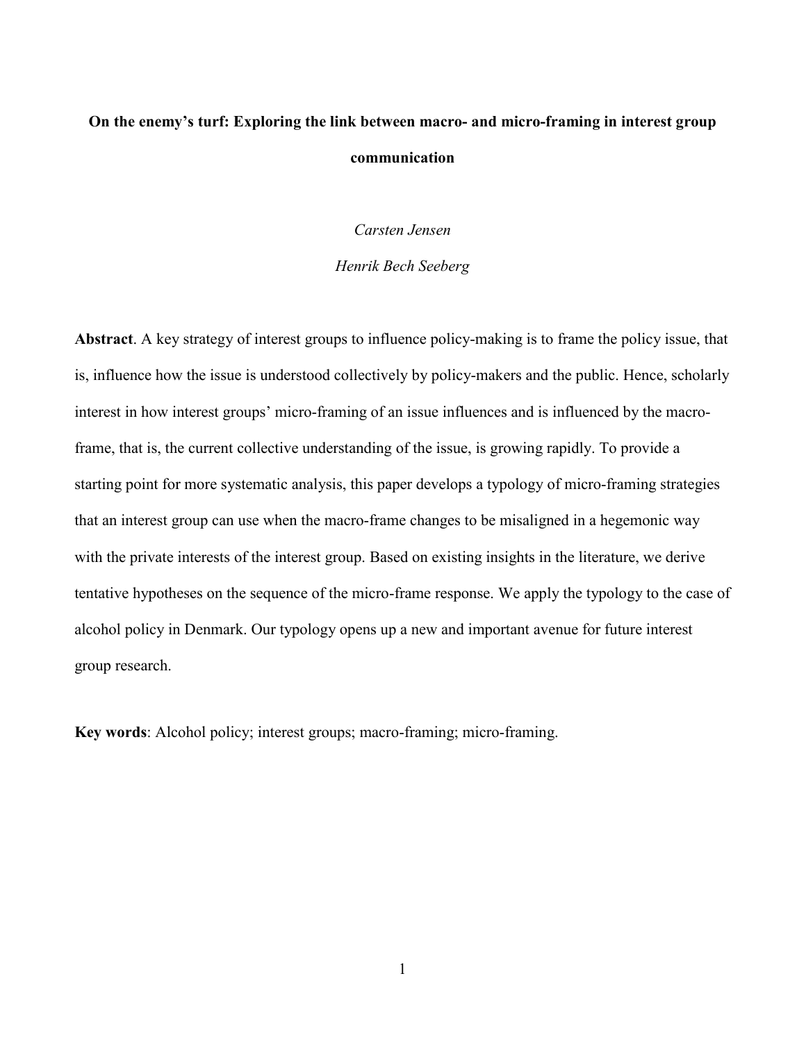**On the enemy's turf: Exploring the link between macro- and micro-framing in interest group communication**

*Carsten Jensen*

*Henrik Bech Seeberg*

**Abstract**. A key strategy of interest groups to influence policy-making is to frame the policy issue, that is, influence how the issue is understood collectively by policy-makers and the public. Hence, scholarly interest in how interest groups' micro-framing of an issue influences and is influenced by the macro-frame, that is, the current collective understanding of the issue, is growing rapidly. To provide a starting point for more systematic analysis, this paper develops a typology of micro-framing strategies that an interest group can use when the macro-frame changes to be misaligned in a hegemonic way with the private interests of the interest group. Based on existing insights in the literature, we derive tentative hypotheses on the sequence of the micro-frame response. We apply the typology to the case of alcohol policy in Denmark. Our typology opens up a new and important avenue for future interest group research.

**Key words**: Alcohol policy; interest groups; macro-framing; micro-framing.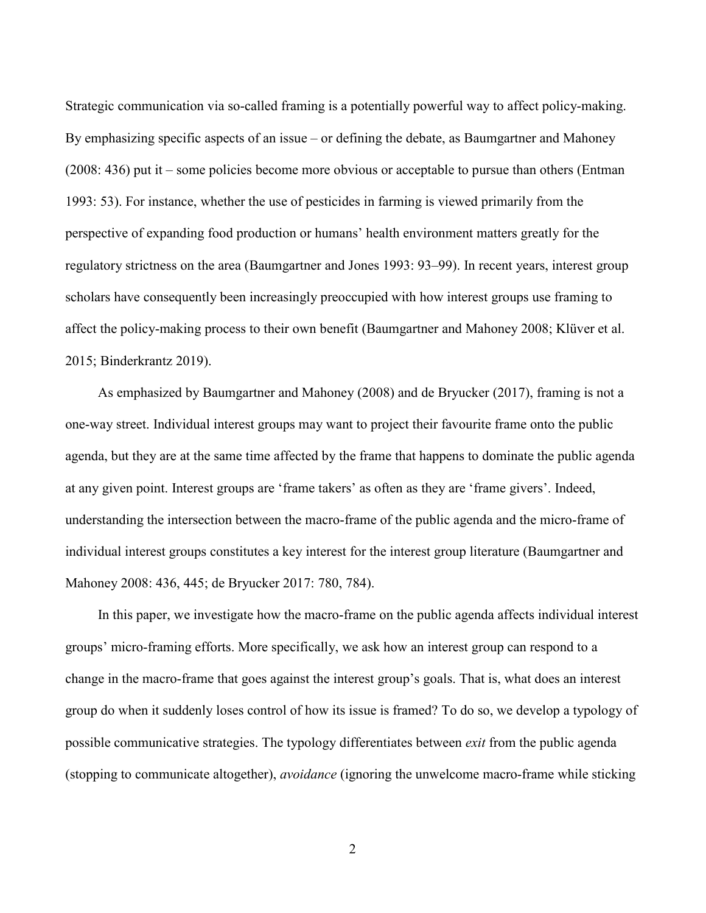Strategic communication via so-called framing is a potentially powerful way to affect policy-making. By emphasizing specific aspects of an issue – or defining the debate, as Baumgartner and Mahoney (2008: 436) put it – some policies become more obvious or acceptable to pursue than others (Entman 1993: 53). For instance, whether the use of pesticides in farming is viewed primarily from the perspective of expanding food production or humans' health environment matters greatly for the regulatory strictness on the area (Baumgartner and Jones 1993: 93–99). In recent years, interest group scholars have consequently been increasingly preoccupied with how interest groups use framing to affect the policy-making process to their own benefit (Baumgartner and Mahoney 2008; Klüver et al. 2015; Binderkrantz 2019).

As emphasized by Baumgartner and Mahoney (2008) and de Bryucker (2017), framing is not a one-way street. Individual interest groups may want to project their favourite frame onto the public agenda, but they are at the same time affected by the frame that happens to dominate the public agenda at any given point. Interest groups are 'frame takers' as often as they are 'frame givers'. Indeed, understanding the intersection between the macro-frame of the public agenda and the micro-frame of individual interest groups constitutes a key interest for the interest group literature (Baumgartner and Mahoney 2008: 436, 445; de Bryucker 2017: 780, 784).

In this paper, we investigate how the macro-frame on the public agenda affects individual interest groups' micro-framing efforts. More specifically, we ask how an interest group can respond to a change in the macro-frame that goes against the interest group's goals. That is, what does an interest group do when it suddenly loses control of how its issue is framed? To do so, we develop a typology of possible communicative strategies. The typology differentiates between *exit* from the public agenda (stopping to communicate altogether), *avoidance* (ignoring the unwelcome macro-frame while sticking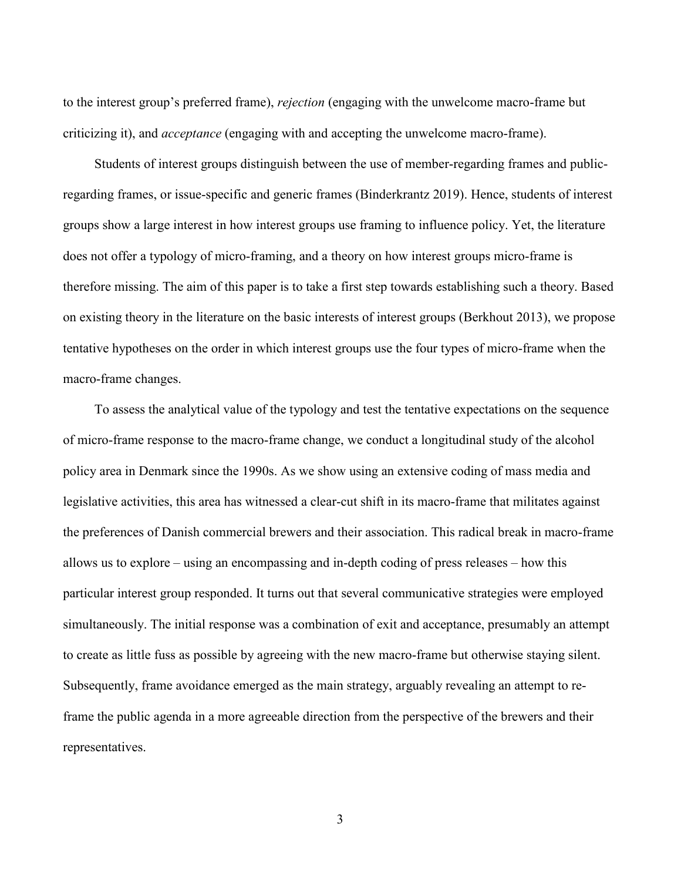to the interest group's preferred frame), *rejection* (engaging with the unwelcome macro-frame but criticizing it), and *acceptance* (engaging with and accepting the unwelcome macro-frame).

Students of interest groups distinguish between the use of member-regarding frames and public-regarding frames, or issue-specific and generic frames (Binderkrantz 2019). Hence, students of interest groups show a large interest in how interest groups use framing to influence policy. Yet, the literature does not offer a typology of micro-framing, and a theory on how interest groups micro-frame is therefore missing. The aim of this paper is to take a first step towards establishing such a theory. Based on existing theory in the literature on the basic interests of interest groups (Berkhout 2013), we propose tentative hypotheses on the order in which interest groups use the four types of micro-frame when the macro-frame changes.

To assess the analytical value of the typology and test the tentative expectations on the sequence of micro-frame response to the macro-frame change, we conduct a longitudinal study of the alcohol policy area in Denmark since the 1990s. As we show using an extensive coding of mass media and legislative activities, this area has witnessed a clear-cut shift in its macro-frame that militates against the preferences of Danish commercial brewers and their association. This radical break in macro-frame allows us to explore – using an encompassing and in-depth coding of press releases – how this particular interest group responded. It turns out that several communicative strategies were employed simultaneously. The initial response was a combination of exit and acceptance, presumably an attempt to create as little fuss as possible by agreeing with the new macro-frame but otherwise staying silent. Subsequently, frame avoidance emerged as the main strategy, arguably revealing an attempt to re-frame the public agenda in a more agreeable direction from the perspective of the brewers and their representatives.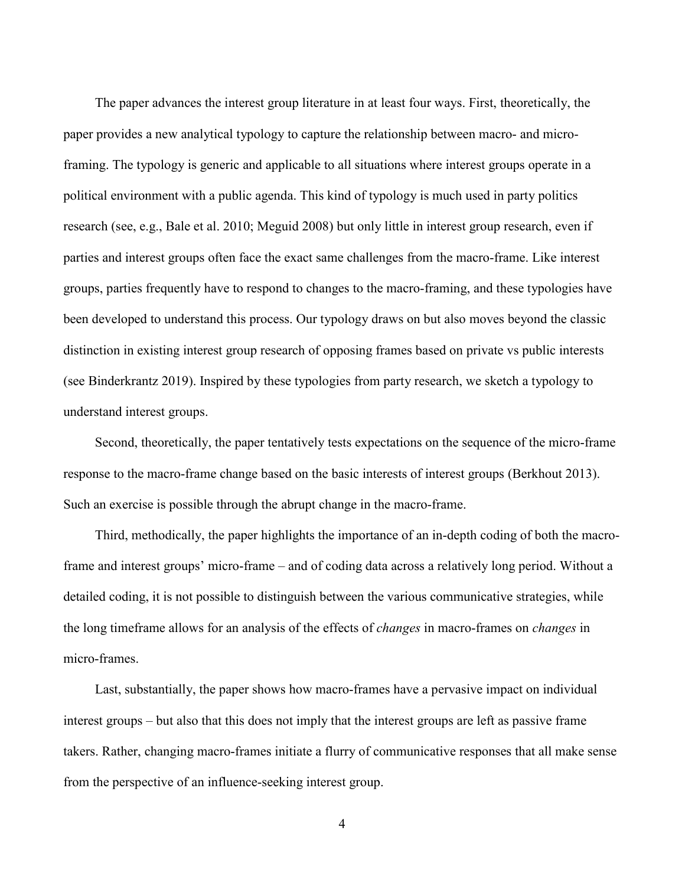The paper advances the interest group literature in at least four ways. First, theoretically, the paper provides a new analytical typology to capture the relationship between macro- and micro-framing. The typology is generic and applicable to all situations where interest groups operate in a political environment with a public agenda. This kind of typology is much used in party politics research (see, e.g., Bale et al. 2010; Meguid 2008) but only little in interest group research, even if parties and interest groups often face the exact same challenges from the macro-frame. Like interest groups, parties frequently have to respond to changes to the macro-framing, and these typologies have been developed to understand this process. Our typology draws on but also moves beyond the classic distinction in existing interest group research of opposing frames based on private vs public interests (see Binderkrantz 2019). Inspired by these typologies from party research, we sketch a typology to understand interest groups.

Second, theoretically, the paper tentatively tests expectations on the sequence of the micro-frame response to the macro-frame change based on the basic interests of interest groups (Berkhout 2013). Such an exercise is possible through the abrupt change in the macro-frame.

Third, methodically, the paper highlights the importance of an in-depth coding of both the macro-frame and interest groups' micro-frame – and of coding data across a relatively long period. Without a detailed coding, it is not possible to distinguish between the various communicative strategies, while the long timeframe allows for an analysis of the effects of *changes* in macro-frames on *changes* in micro-frames.

Last, substantially, the paper shows how macro-frames have a pervasive impact on individual interest groups – but also that this does not imply that the interest groups are left as passive frame takers. Rather, changing macro-frames initiate a flurry of communicative responses that all make sense from the perspective of an influence-seeking interest group.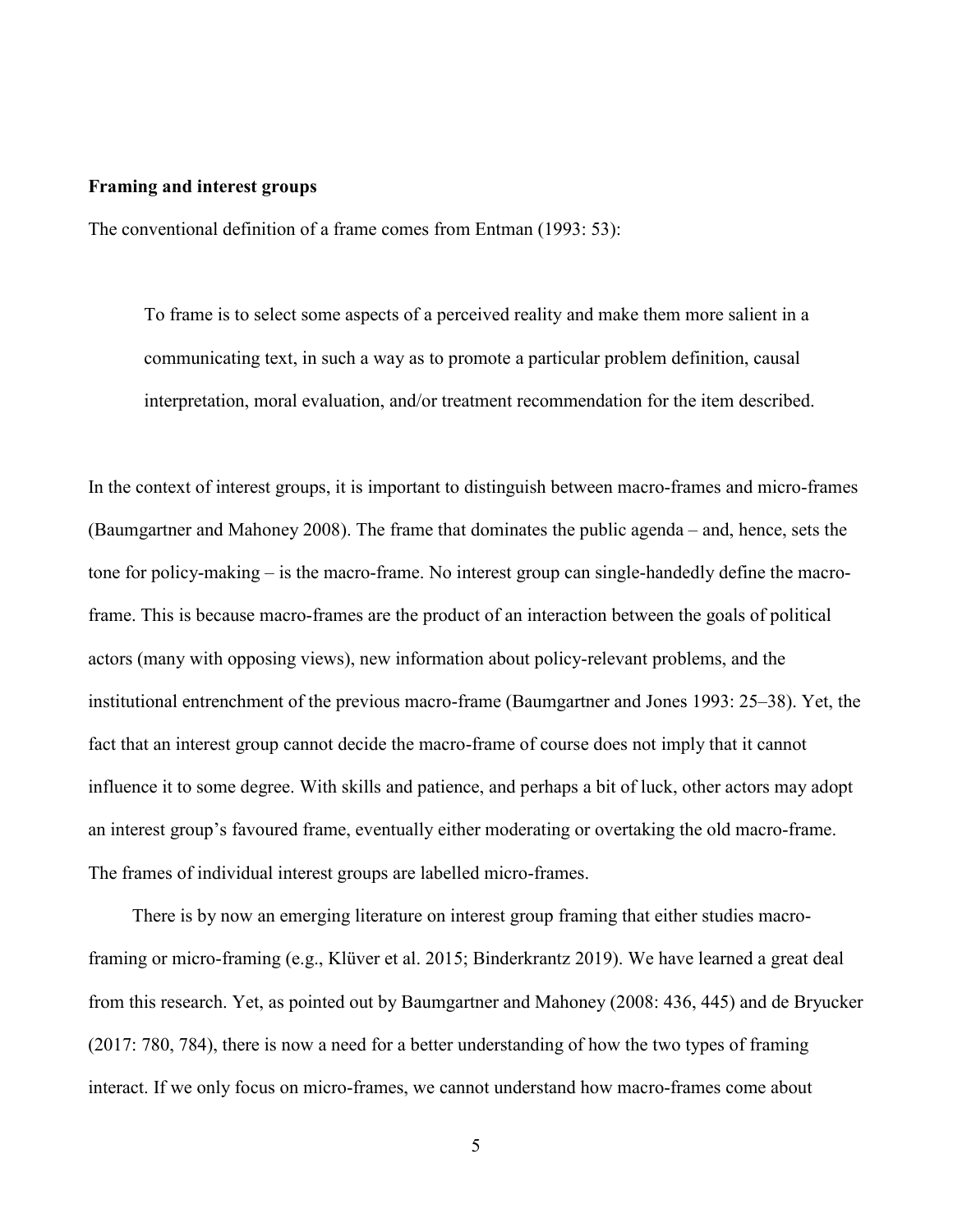## Framing and interest groups

The conventional definition of a frame comes from Entman (1993: 53):

> To frame is to select some aspects of a perceived reality and make them more salient in a communicating text, in such a way as to promote a particular problem definition, causal interpretation, moral evaluation, and/or treatment recommendation for the item described.

In the context of interest groups, it is important to distinguish between macro-frames and micro-frames (Baumgartner and Mahoney 2008). The frame that dominates the public agenda – and, hence, sets the tone for policy-making – is the macro-frame. No interest group can single-handedly define the macro-frame. This is because macro-frames are the product of an interaction between the goals of political actors (many with opposing views), new information about policy-relevant problems, and the institutional entrenchment of the previous macro-frame (Baumgartner and Jones 1993: 25–38). Yet, the fact that an interest group cannot decide the macro-frame of course does not imply that it cannot influence it to some degree. With skills and patience, and perhaps a bit of luck, other actors may adopt an interest group's favoured frame, eventually either moderating or overtaking the old macro-frame. The frames of individual interest groups are labelled micro-frames.

There is by now an emerging literature on interest group framing that either studies macro-framing or micro-framing (e.g., Klüver et al. 2015; Binderkrantz 2019). We have learned a great deal from this research. Yet, as pointed out by Baumgartner and Mahoney (2008: 436, 445) and de Bryucker (2017: 780, 784), there is now a need for a better understanding of how the two types of framing interact. If we only focus on micro-frames, we cannot understand how macro-frames come about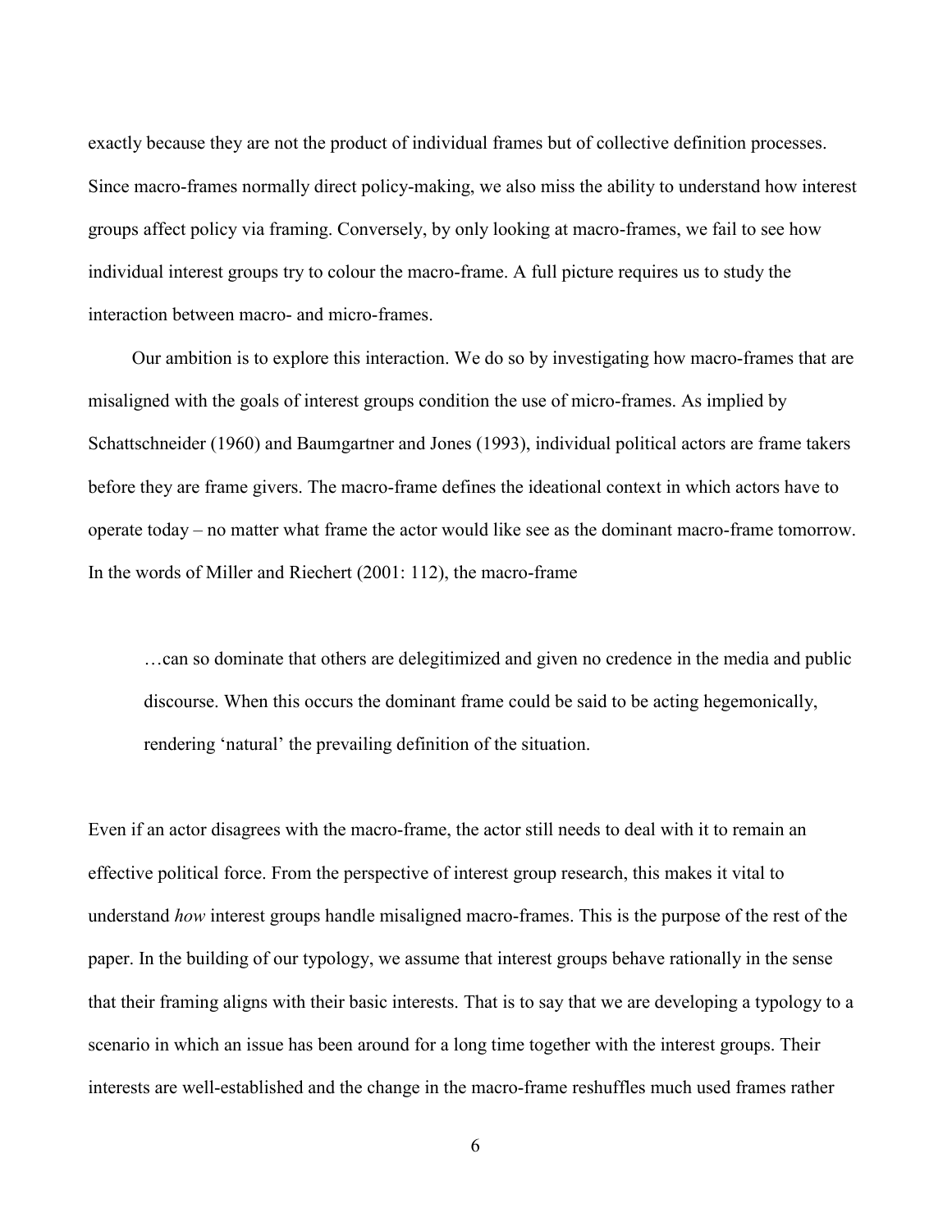exactly because they are not the product of individual frames but of collective definition processes. Since macro-frames normally direct policy-making, we also miss the ability to understand how interest groups affect policy via framing. Conversely, by only looking at macro-frames, we fail to see how individual interest groups try to colour the macro-frame. A full picture requires us to study the interaction between macro- and micro-frames.

Our ambition is to explore this interaction. We do so by investigating how macro-frames that are misaligned with the goals of interest groups condition the use of micro-frames. As implied by Schattschneider (1960) and Baumgartner and Jones (1993), individual political actors are frame takers before they are frame givers. The macro-frame defines the ideational context in which actors have to operate today – no matter what frame the actor would like see as the dominant macro-frame tomorrow. In the words of Miller and Riechert (2001: 112), the macro-frame

> …can so dominate that others are delegitimized and given no credence in the media and public discourse. When this occurs the dominant frame could be said to be acting hegemonically, rendering 'natural' the prevailing definition of the situation.

Even if an actor disagrees with the macro-frame, the actor still needs to deal with it to remain an effective political force. From the perspective of interest group research, this makes it vital to understand *how* interest groups handle misaligned macro-frames. This is the purpose of the rest of the paper. In the building of our typology, we assume that interest groups behave rationally in the sense that their framing aligns with their basic interests. That is to say that we are developing a typology to a scenario in which an issue has been around for a long time together with the interest groups. Their interests are well-established and the change in the macro-frame reshuffles much used frames rather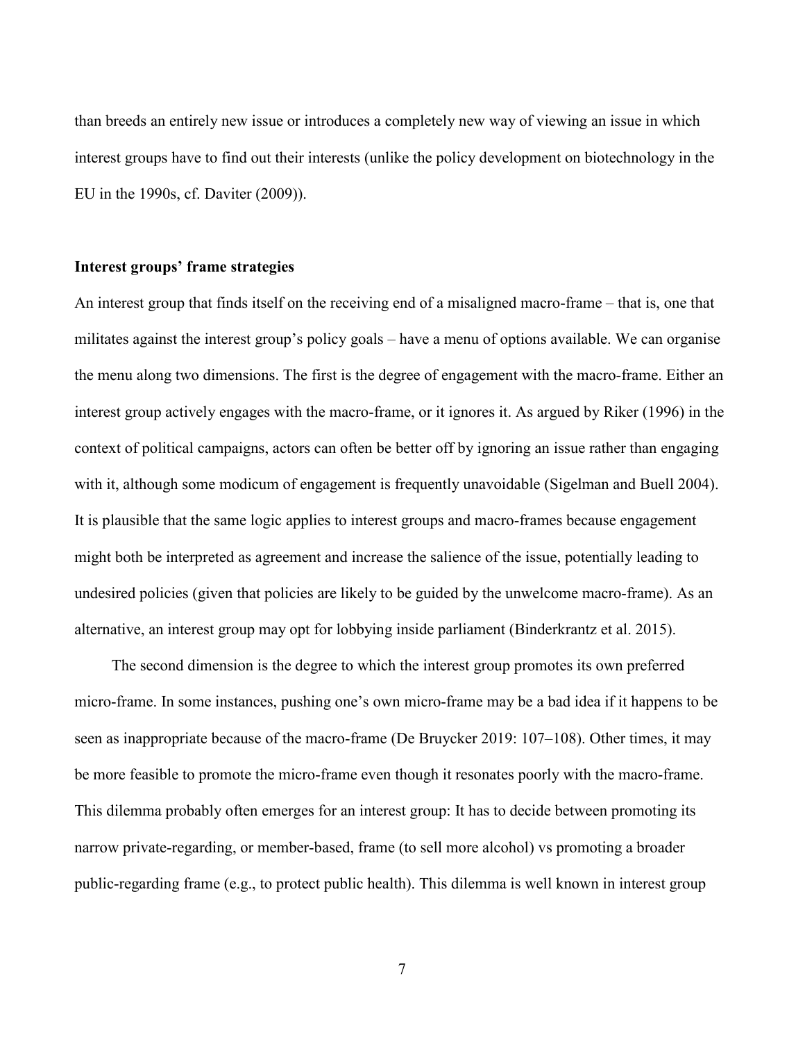than breeds an entirely new issue or introduces a completely new way of viewing an issue in which interest groups have to find out their interests (unlike the policy development on biotechnology in the EU in the 1990s, cf. Daviter (2009)).

**Interest groups' frame strategies**

An interest group that finds itself on the receiving end of a misaligned macro-frame – that is, one that militates against the interest group's policy goals – have a menu of options available. We can organise the menu along two dimensions. The first is the degree of engagement with the macro-frame. Either an interest group actively engages with the macro-frame, or it ignores it. As argued by Riker (1996) in the context of political campaigns, actors can often be better off by ignoring an issue rather than engaging with it, although some modicum of engagement is frequently unavoidable (Sigelman and Buell 2004). It is plausible that the same logic applies to interest groups and macro-frames because engagement might both be interpreted as agreement and increase the salience of the issue, potentially leading to undesired policies (given that policies are likely to be guided by the unwelcome macro-frame). As an alternative, an interest group may opt for lobbying inside parliament (Binderkrantz et al. 2015).

The second dimension is the degree to which the interest group promotes its own preferred micro-frame. In some instances, pushing one's own micro-frame may be a bad idea if it happens to be seen as inappropriate because of the macro-frame (De Bruycker 2019: 107–108). Other times, it may be more feasible to promote the micro-frame even though it resonates poorly with the macro-frame. This dilemma probably often emerges for an interest group: It has to decide between promoting its narrow private-regarding, or member-based, frame (to sell more alcohol) vs promoting a broader public-regarding frame (e.g., to protect public health). This dilemma is well known in interest group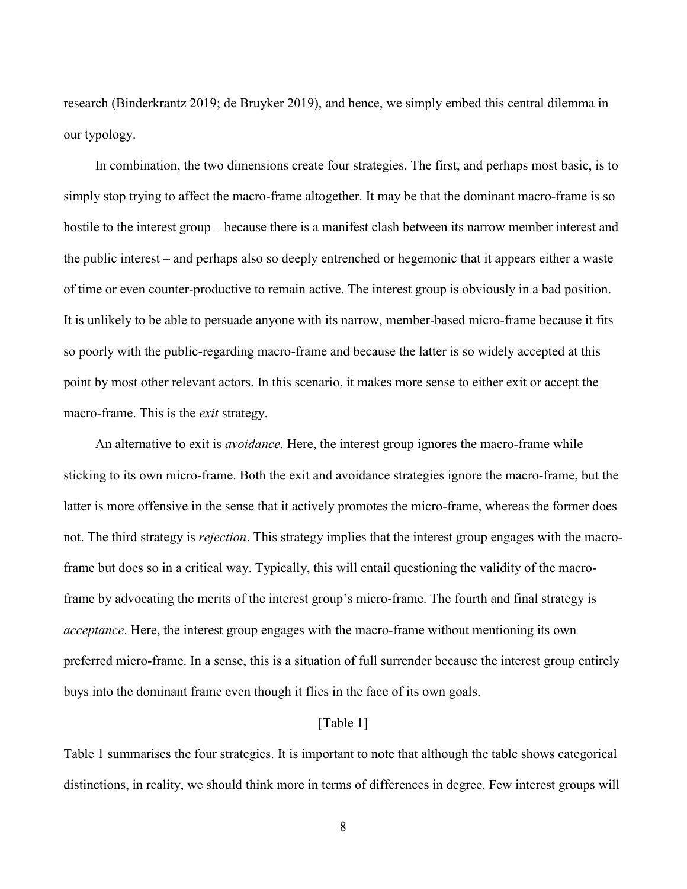research (Binderkrantz 2019; de Bruyker 2019), and hence, we simply embed this central dilemma in our typology.

In combination, the two dimensions create four strategies. The first, and perhaps most basic, is to simply stop trying to affect the macro-frame altogether. It may be that the dominant macro-frame is so hostile to the interest group – because there is a manifest clash between its narrow member interest and the public interest – and perhaps also so deeply entrenched or hegemonic that it appears either a waste of time or even counter-productive to remain active. The interest group is obviously in a bad position. It is unlikely to be able to persuade anyone with its narrow, member-based micro-frame because it fits so poorly with the public-regarding macro-frame and because the latter is so widely accepted at this point by most other relevant actors. In this scenario, it makes more sense to either exit or accept the macro-frame. This is the *exit* strategy.

An alternative to exit is *avoidance*. Here, the interest group ignores the macro-frame while sticking to its own micro-frame. Both the exit and avoidance strategies ignore the macro-frame, but the latter is more offensive in the sense that it actively promotes the micro-frame, whereas the former does not. The third strategy is *rejection*. This strategy implies that the interest group engages with the macro-frame but does so in a critical way. Typically, this will entail questioning the validity of the macro-frame by advocating the merits of the interest group's micro-frame. The fourth and final strategy is *acceptance*. Here, the interest group engages with the macro-frame without mentioning its own preferred micro-frame. In a sense, this is a situation of full surrender because the interest group entirely buys into the dominant frame even though it flies in the face of its own goals.

[Table 1]

Table 1 summarises the four strategies. It is important to note that although the table shows categorical distinctions, in reality, we should think more in terms of differences in degree. Few interest groups will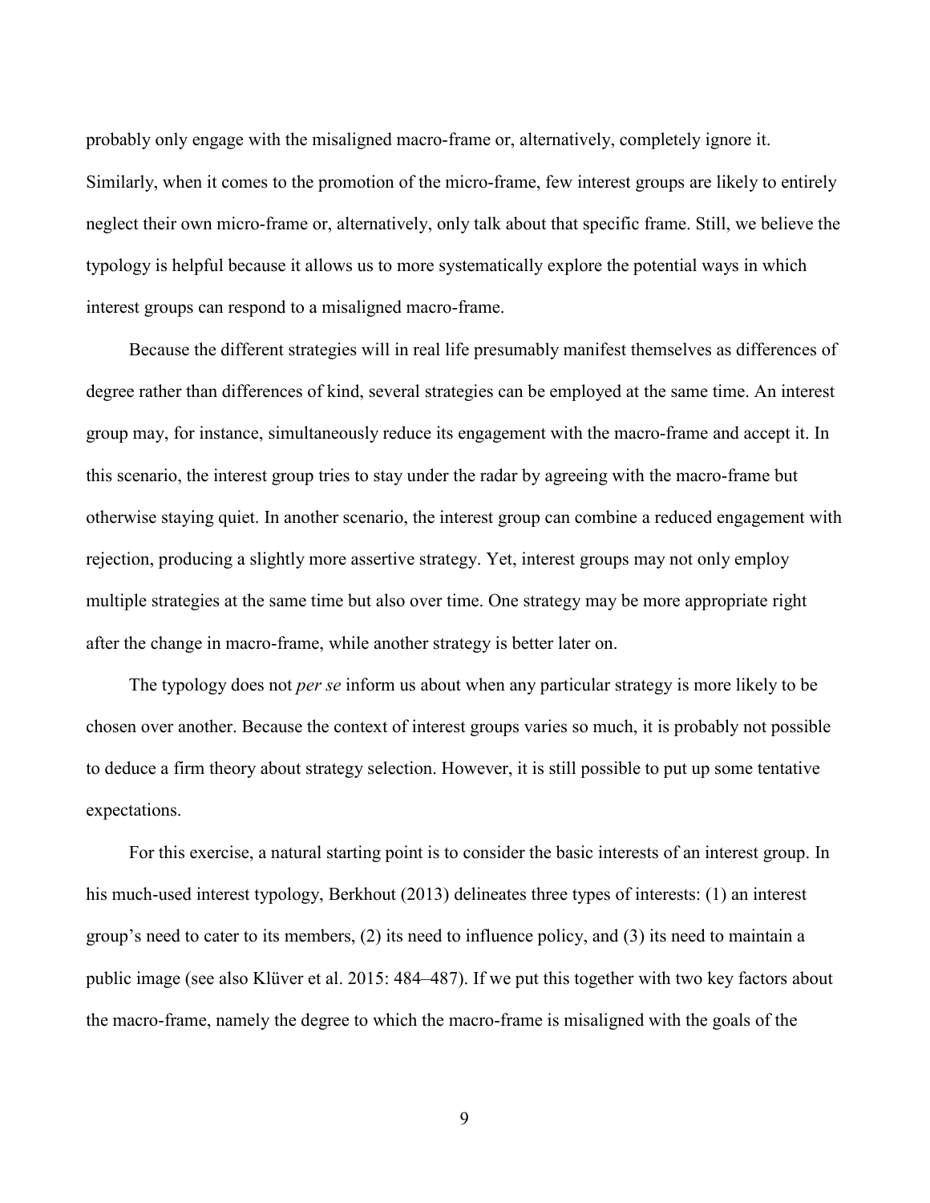probably only engage with the misaligned macro-frame or, alternatively, completely ignore it. Similarly, when it comes to the promotion of the micro-frame, few interest groups are likely to entirely neglect their own micro-frame or, alternatively, only talk about that specific frame. Still, we believe the typology is helpful because it allows us to more systematically explore the potential ways in which interest groups can respond to a misaligned macro-frame.

Because the different strategies will in real life presumably manifest themselves as differences of degree rather than differences of kind, several strategies can be employed at the same time. An interest group may, for instance, simultaneously reduce its engagement with the macro-frame and accept it. In this scenario, the interest group tries to stay under the radar by agreeing with the macro-frame but otherwise staying quiet. In another scenario, the interest group can combine a reduced engagement with rejection, producing a slightly more assertive strategy. Yet, interest groups may not only employ multiple strategies at the same time but also over time. One strategy may be more appropriate right after the change in macro-frame, while another strategy is better later on.

The typology does not *per se* inform us about when any particular strategy is more likely to be chosen over another. Because the context of interest groups varies so much, it is probably not possible to deduce a firm theory about strategy selection. However, it is still possible to put up some tentative expectations.

For this exercise, a natural starting point is to consider the basic interests of an interest group. In his much-used interest typology, Berkhout (2013) delineates three types of interests: (1) an interest group's need to cater to its members, (2) its need to influence policy, and (3) its need to maintain a public image (see also Klüver et al. 2015: 484–487). If we put this together with two key factors about the macro-frame, namely the degree to which the macro-frame is misaligned with the goals of the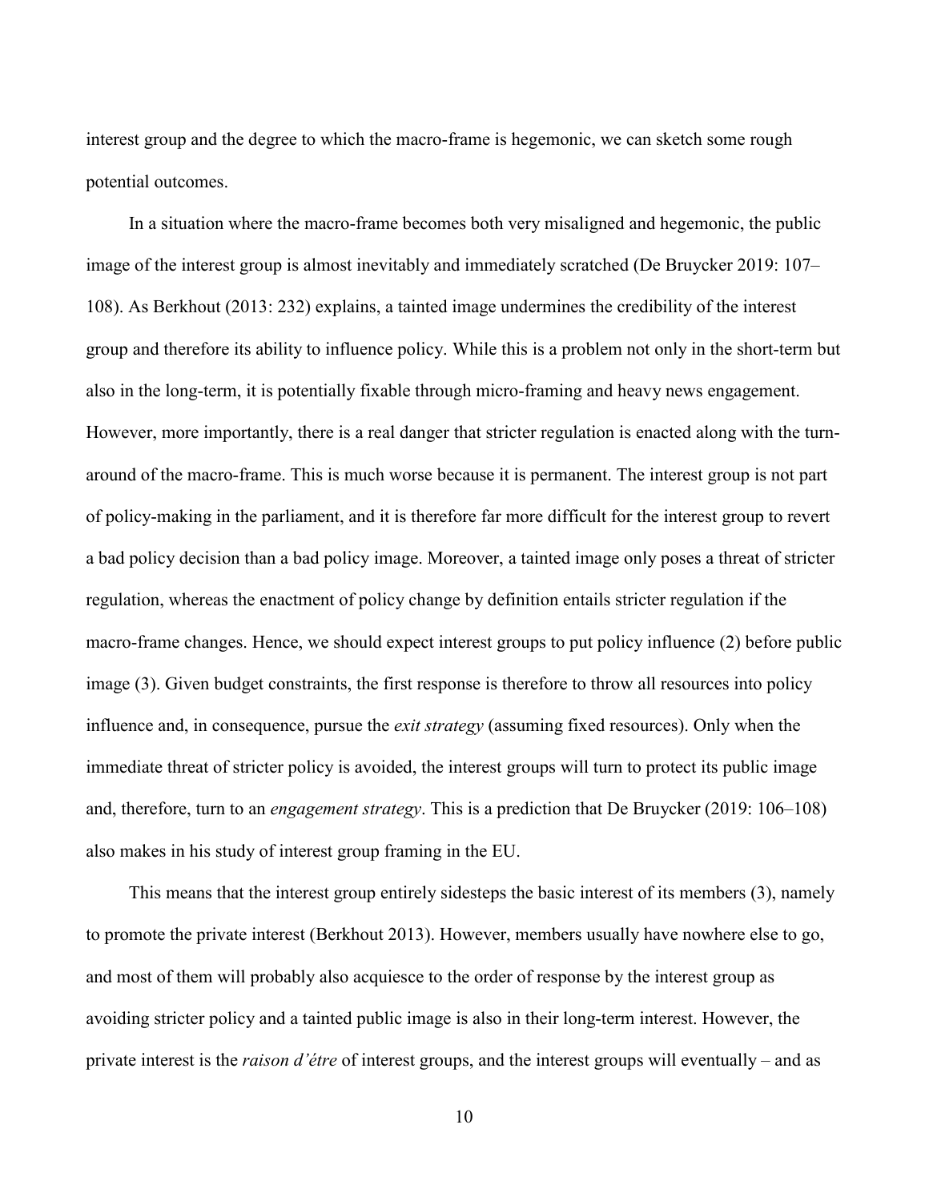interest group and the degree to which the macro-frame is hegemonic, we can sketch some rough potential outcomes.

In a situation where the macro-frame becomes both very misaligned and hegemonic, the public image of the interest group is almost inevitably and immediately scratched (De Bruycker 2019: 107–108). As Berkhout (2013: 232) explains, a tainted image undermines the credibility of the interest group and therefore its ability to influence policy. While this is a problem not only in the short-term but also in the long-term, it is potentially fixable through micro-framing and heavy news engagement. However, more importantly, there is a real danger that stricter regulation is enacted along with the turn-around of the macro-frame. This is much worse because it is permanent. The interest group is not part of policy-making in the parliament, and it is therefore far more difficult for the interest group to revert a bad policy decision than a bad policy image. Moreover, a tainted image only poses a threat of stricter regulation, whereas the enactment of policy change by definition entails stricter regulation if the macro-frame changes. Hence, we should expect interest groups to put policy influence (2) before public image (3). Given budget constraints, the first response is therefore to throw all resources into policy influence and, in consequence, pursue the *exit strategy* (assuming fixed resources). Only when the immediate threat of stricter policy is avoided, the interest groups will turn to protect its public image and, therefore, turn to an *engagement strategy*. This is a prediction that De Bruycker (2019: 106–108) also makes in his study of interest group framing in the EU.

This means that the interest group entirely sidesteps the basic interest of its members (3), namely to promote the private interest (Berkhout 2013). However, members usually have nowhere else to go, and most of them will probably also acquiesce to the order of response by the interest group as avoiding stricter policy and a tainted public image is also in their long-term interest. However, the private interest is the *raison d'étre* of interest groups, and the interest groups will eventually – and as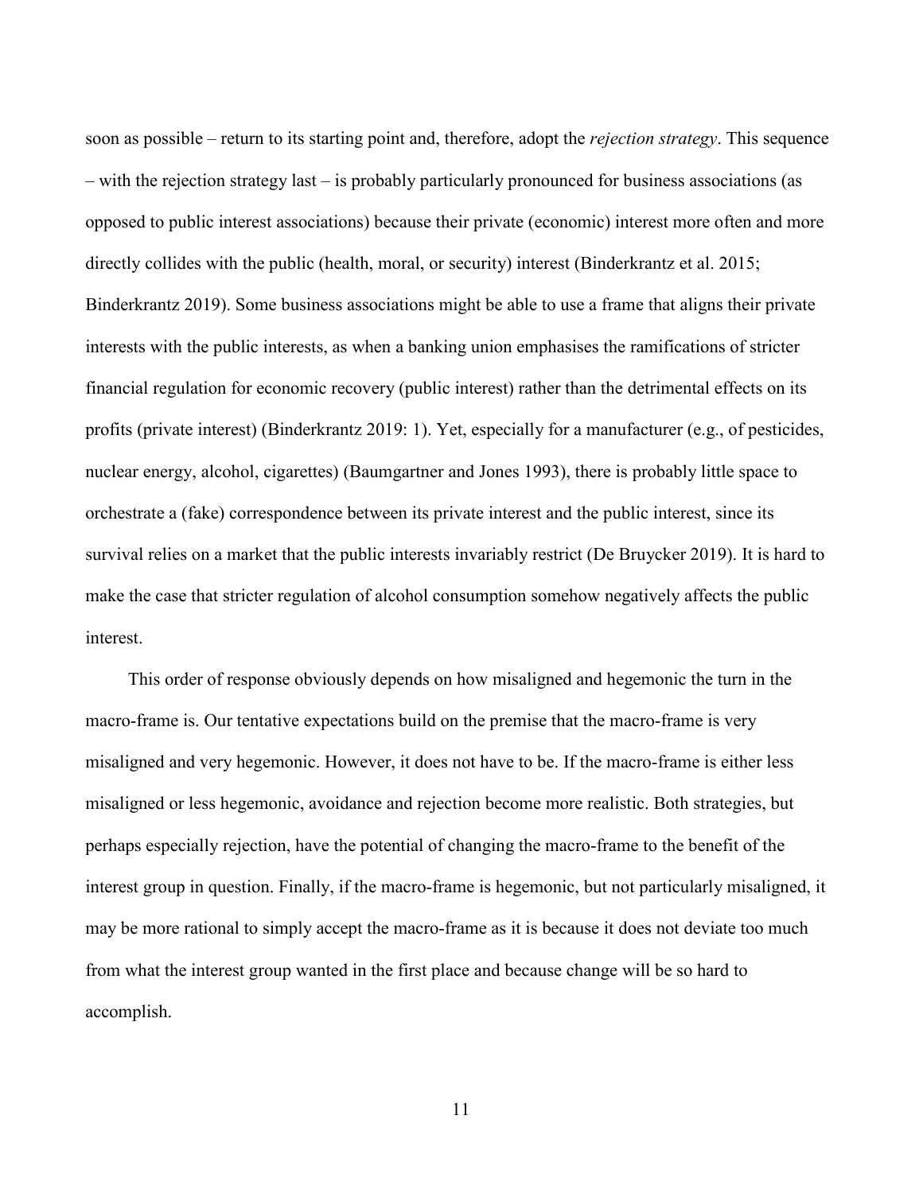soon as possible – return to its starting point and, therefore, adopt the *rejection strategy*. This sequence – with the rejection strategy last – is probably particularly pronounced for business associations (as opposed to public interest associations) because their private (economic) interest more often and more directly collides with the public (health, moral, or security) interest (Binderkrantz et al. 2015; Binderkrantz 2019). Some business associations might be able to use a frame that aligns their private interests with the public interests, as when a banking union emphasises the ramifications of stricter financial regulation for economic recovery (public interest) rather than the detrimental effects on its profits (private interest) (Binderkrantz 2019: 1). Yet, especially for a manufacturer (e.g., of pesticides, nuclear energy, alcohol, cigarettes) (Baumgartner and Jones 1993), there is probably little space to orchestrate a (fake) correspondence between its private interest and the public interest, since its survival relies on a market that the public interests invariably restrict (De Bruycker 2019). It is hard to make the case that stricter regulation of alcohol consumption somehow negatively affects the public interest.

This order of response obviously depends on how misaligned and hegemonic the turn in the macro-frame is. Our tentative expectations build on the premise that the macro-frame is very misaligned and very hegemonic. However, it does not have to be. If the macro-frame is either less misaligned or less hegemonic, avoidance and rejection become more realistic. Both strategies, but perhaps especially rejection, have the potential of changing the macro-frame to the benefit of the interest group in question. Finally, if the macro-frame is hegemonic, but not particularly misaligned, it may be more rational to simply accept the macro-frame as it is because it does not deviate too much from what the interest group wanted in the first place and because change will be so hard to accomplish.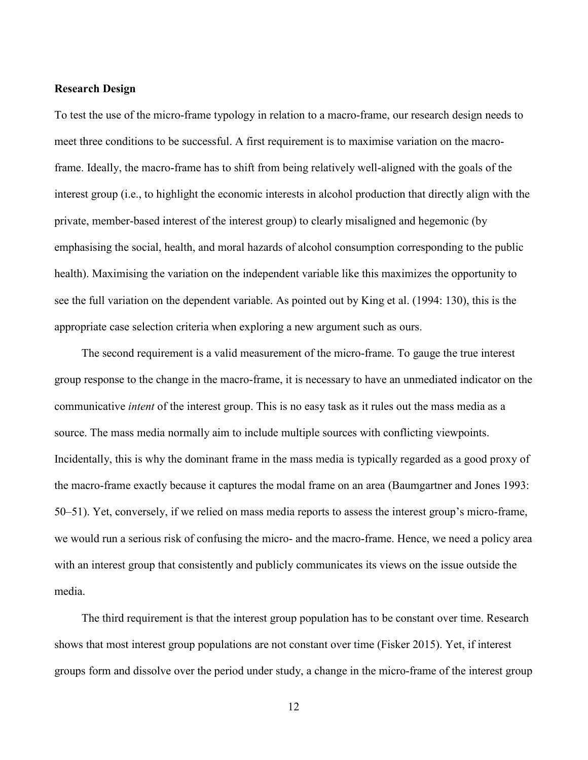**Research Design**

To test the use of the micro-frame typology in relation to a macro-frame, our research design needs to meet three conditions to be successful. A first requirement is to maximise variation on the macro-frame. Ideally, the macro-frame has to shift from being relatively well-aligned with the goals of the interest group (i.e., to highlight the economic interests in alcohol production that directly align with the private, member-based interest of the interest group) to clearly misaligned and hegemonic (by emphasising the social, health, and moral hazards of alcohol consumption corresponding to the public health). Maximising the variation on the independent variable like this maximizes the opportunity to see the full variation on the dependent variable. As pointed out by King et al. (1994: 130), this is the appropriate case selection criteria when exploring a new argument such as ours.

The second requirement is a valid measurement of the micro-frame. To gauge the true interest group response to the change in the macro-frame, it is necessary to have an unmediated indicator on the communicative *intent* of the interest group. This is no easy task as it rules out the mass media as a source. The mass media normally aim to include multiple sources with conflicting viewpoints. Incidentally, this is why the dominant frame in the mass media is typically regarded as a good proxy of the macro-frame exactly because it captures the modal frame on an area (Baumgartner and Jones 1993: 50–51). Yet, conversely, if we relied on mass media reports to assess the interest group's micro-frame, we would run a serious risk of confusing the micro- and the macro-frame. Hence, we need a policy area with an interest group that consistently and publicly communicates its views on the issue outside the media.

The third requirement is that the interest group population has to be constant over time. Research shows that most interest group populations are not constant over time (Fisker 2015). Yet, if interest groups form and dissolve over the period under study, a change in the micro-frame of the interest group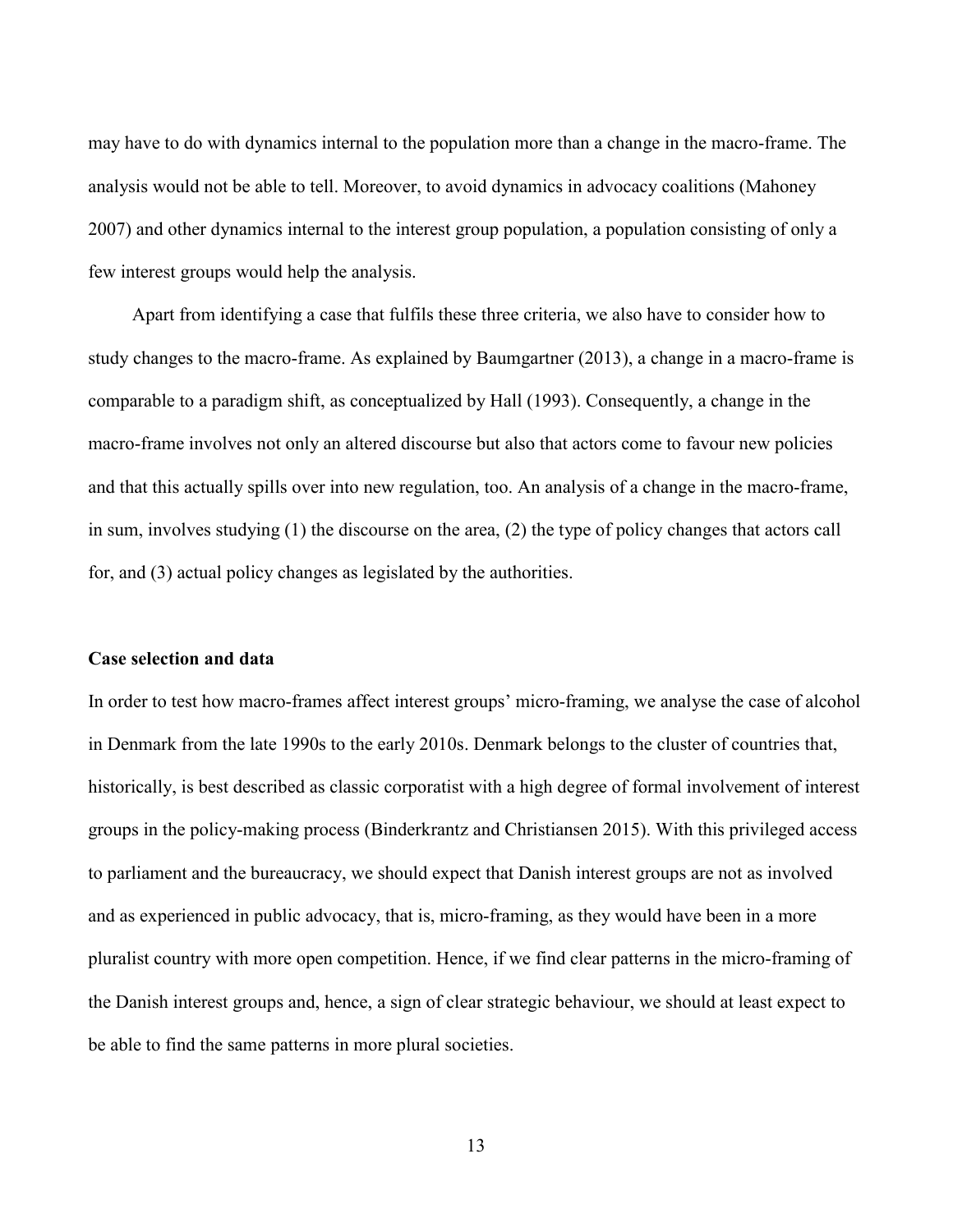may have to do with dynamics internal to the population more than a change in the macro-frame. The analysis would not be able to tell. Moreover, to avoid dynamics in advocacy coalitions (Mahoney 2007) and other dynamics internal to the interest group population, a population consisting of only a few interest groups would help the analysis.

Apart from identifying a case that fulfils these three criteria, we also have to consider how to study changes to the macro-frame. As explained by Baumgartner (2013), a change in a macro-frame is comparable to a paradigm shift, as conceptualized by Hall (1993). Consequently, a change in the macro-frame involves not only an altered discourse but also that actors come to favour new policies and that this actually spills over into new regulation, too. An analysis of a change in the macro-frame, in sum, involves studying (1) the discourse on the area, (2) the type of policy changes that actors call for, and (3) actual policy changes as legislated by the authorities.

**Case selection and data**

In order to test how macro-frames affect interest groups' micro-framing, we analyse the case of alcohol in Denmark from the late 1990s to the early 2010s. Denmark belongs to the cluster of countries that, historically, is best described as classic corporatist with a high degree of formal involvement of interest groups in the policy-making process (Binderkrantz and Christiansen 2015). With this privileged access to parliament and the bureaucracy, we should expect that Danish interest groups are not as involved and as experienced in public advocacy, that is, micro-framing, as they would have been in a more pluralist country with more open competition. Hence, if we find clear patterns in the micro-framing of the Danish interest groups and, hence, a sign of clear strategic behaviour, we should at least expect to be able to find the same patterns in more plural societies.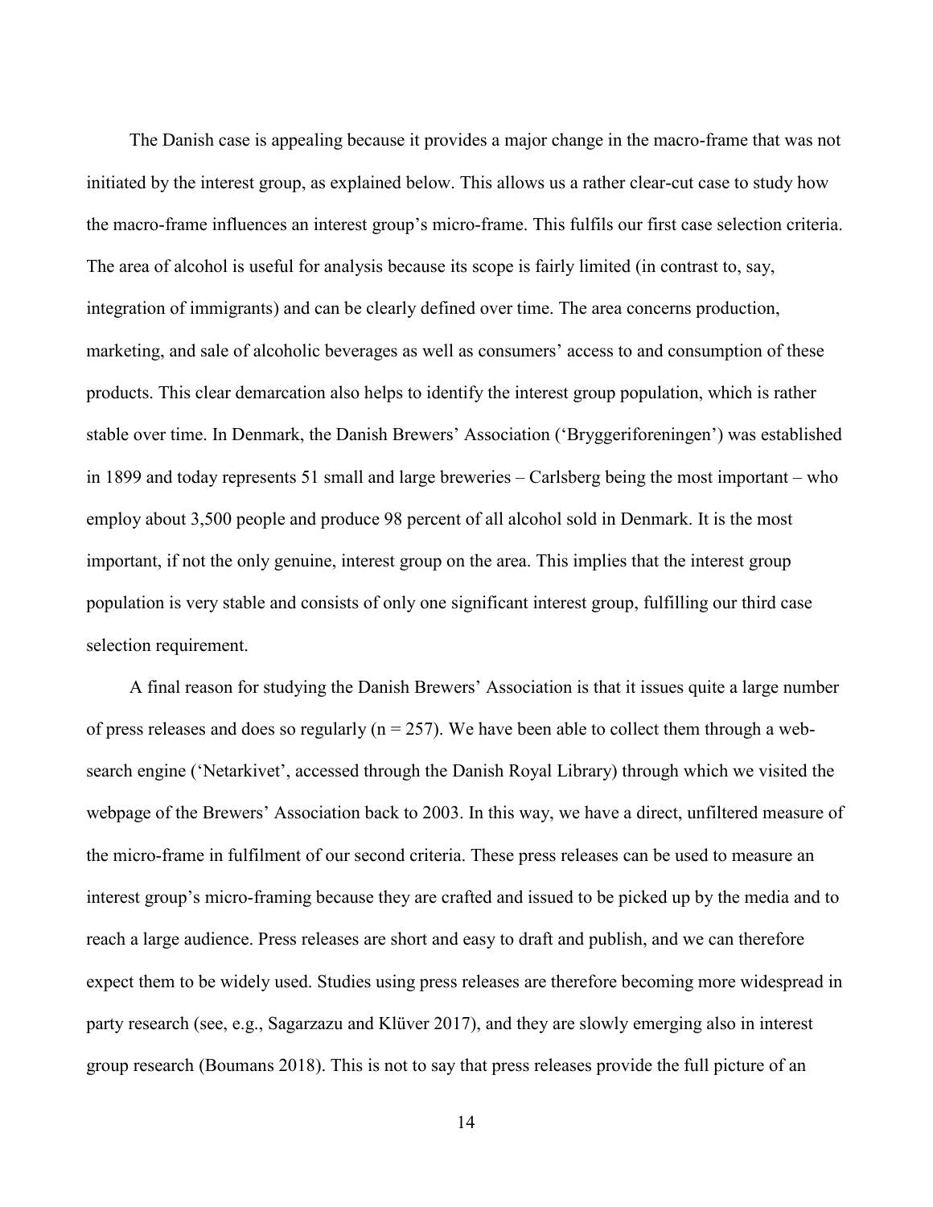The Danish case is appealing because it provides a major change in the macro-frame that was not initiated by the interest group, as explained below. This allows us a rather clear-cut case to study how the macro-frame influences an interest group's micro-frame. This fulfils our first case selection criteria. The area of alcohol is useful for analysis because its scope is fairly limited (in contrast to, say, integration of immigrants) and can be clearly defined over time. The area concerns production, marketing, and sale of alcoholic beverages as well as consumers' access to and consumption of these products. This clear demarcation also helps to identify the interest group population, which is rather stable over time. In Denmark, the Danish Brewers' Association ('Bryggeriforeningen') was established in 1899 and today represents 51 small and large breweries – Carlsberg being the most important – who employ about 3,500 people and produce 98 percent of all alcohol sold in Denmark. It is the most important, if not the only genuine, interest group on the area. This implies that the interest group population is very stable and consists of only one significant interest group, fulfilling our third case selection requirement.

A final reason for studying the Danish Brewers' Association is that it issues quite a large number of press releases and does so regularly (n = 257). We have been able to collect them through a web-search engine ('Netarkivet', accessed through the Danish Royal Library) through which we visited the webpage of the Brewers' Association back to 2003. In this way, we have a direct, unfiltered measure of the micro-frame in fulfilment of our second criteria. These press releases can be used to measure an interest group's micro-framing because they are crafted and issued to be picked up by the media and to reach a large audience. Press releases are short and easy to draft and publish, and we can therefore expect them to be widely used. Studies using press releases are therefore becoming more widespread in party research (see, e.g., Sagarzazu and Klüver 2017), and they are slowly emerging also in interest group research (Boumans 2018). This is not to say that press releases provide the full picture of an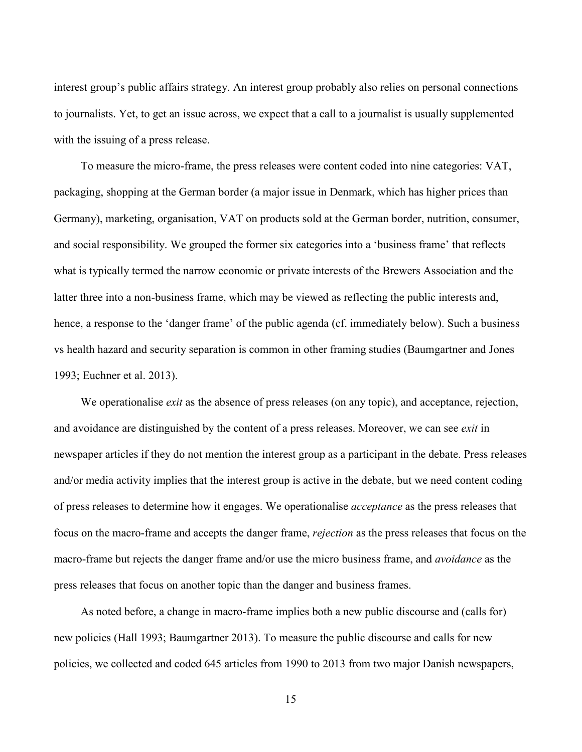interest group's public affairs strategy. An interest group probably also relies on personal connections to journalists. Yet, to get an issue across, we expect that a call to a journalist is usually supplemented with the issuing of a press release.

To measure the micro-frame, the press releases were content coded into nine categories: VAT, packaging, shopping at the German border (a major issue in Denmark, which has higher prices than Germany), marketing, organisation, VAT on products sold at the German border, nutrition, consumer, and social responsibility. We grouped the former six categories into a 'business frame' that reflects what is typically termed the narrow economic or private interests of the Brewers Association and the latter three into a non-business frame, which may be viewed as reflecting the public interests and, hence, a response to the 'danger frame' of the public agenda (cf. immediately below). Such a business vs health hazard and security separation is common in other framing studies (Baumgartner and Jones 1993; Euchner et al. 2013).

We operationalise *exit* as the absence of press releases (on any topic), and acceptance, rejection, and avoidance are distinguished by the content of a press releases. Moreover, we can see *exit* in newspaper articles if they do not mention the interest group as a participant in the debate. Press releases and/or media activity implies that the interest group is active in the debate, but we need content coding of press releases to determine how it engages. We operationalise *acceptance* as the press releases that focus on the macro-frame and accepts the danger frame, *rejection* as the press releases that focus on the macro-frame but rejects the danger frame and/or use the micro business frame, and *avoidance* as the press releases that focus on another topic than the danger and business frames.

As noted before, a change in macro-frame implies both a new public discourse and (calls for) new policies (Hall 1993; Baumgartner 2013). To measure the public discourse and calls for new policies, we collected and coded 645 articles from 1990 to 2013 from two major Danish newspapers,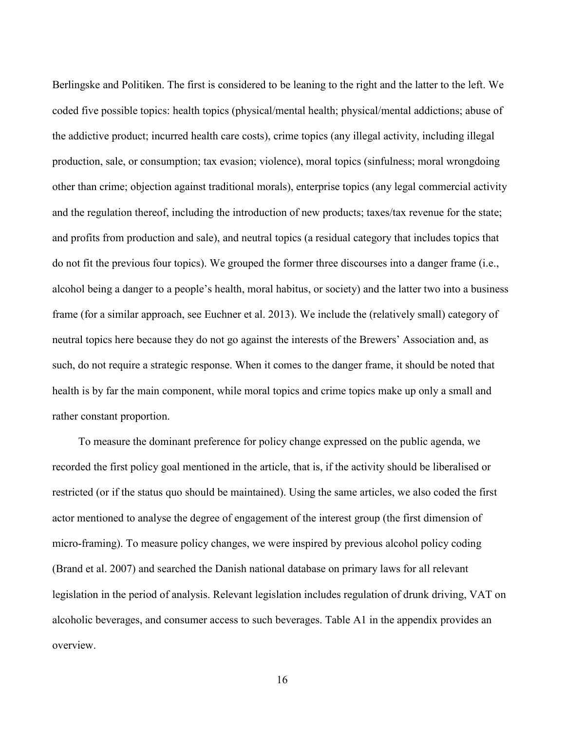Berlingske and Politiken. The first is considered to be leaning to the right and the latter to the left. We coded five possible topics: health topics (physical/mental health; physical/mental addictions; abuse of the addictive product; incurred health care costs), crime topics (any illegal activity, including illegal production, sale, or consumption; tax evasion; violence), moral topics (sinfulness; moral wrongdoing other than crime; objection against traditional morals), enterprise topics (any legal commercial activity and the regulation thereof, including the introduction of new products; taxes/tax revenue for the state; and profits from production and sale), and neutral topics (a residual category that includes topics that do not fit the previous four topics). We grouped the former three discourses into a danger frame (i.e., alcohol being a danger to a people's health, moral habitus, or society) and the latter two into a business frame (for a similar approach, see Euchner et al. 2013). We include the (relatively small) category of neutral topics here because they do not go against the interests of the Brewers' Association and, as such, do not require a strategic response. When it comes to the danger frame, it should be noted that health is by far the main component, while moral topics and crime topics make up only a small and rather constant proportion.

To measure the dominant preference for policy change expressed on the public agenda, we recorded the first policy goal mentioned in the article, that is, if the activity should be liberalised or restricted (or if the status quo should be maintained). Using the same articles, we also coded the first actor mentioned to analyse the degree of engagement of the interest group (the first dimension of micro-framing). To measure policy changes, we were inspired by previous alcohol policy coding (Brand et al. 2007) and searched the Danish national database on primary laws for all relevant legislation in the period of analysis. Relevant legislation includes regulation of drunk driving, VAT on alcoholic beverages, and consumer access to such beverages. Table A1 in the appendix provides an overview.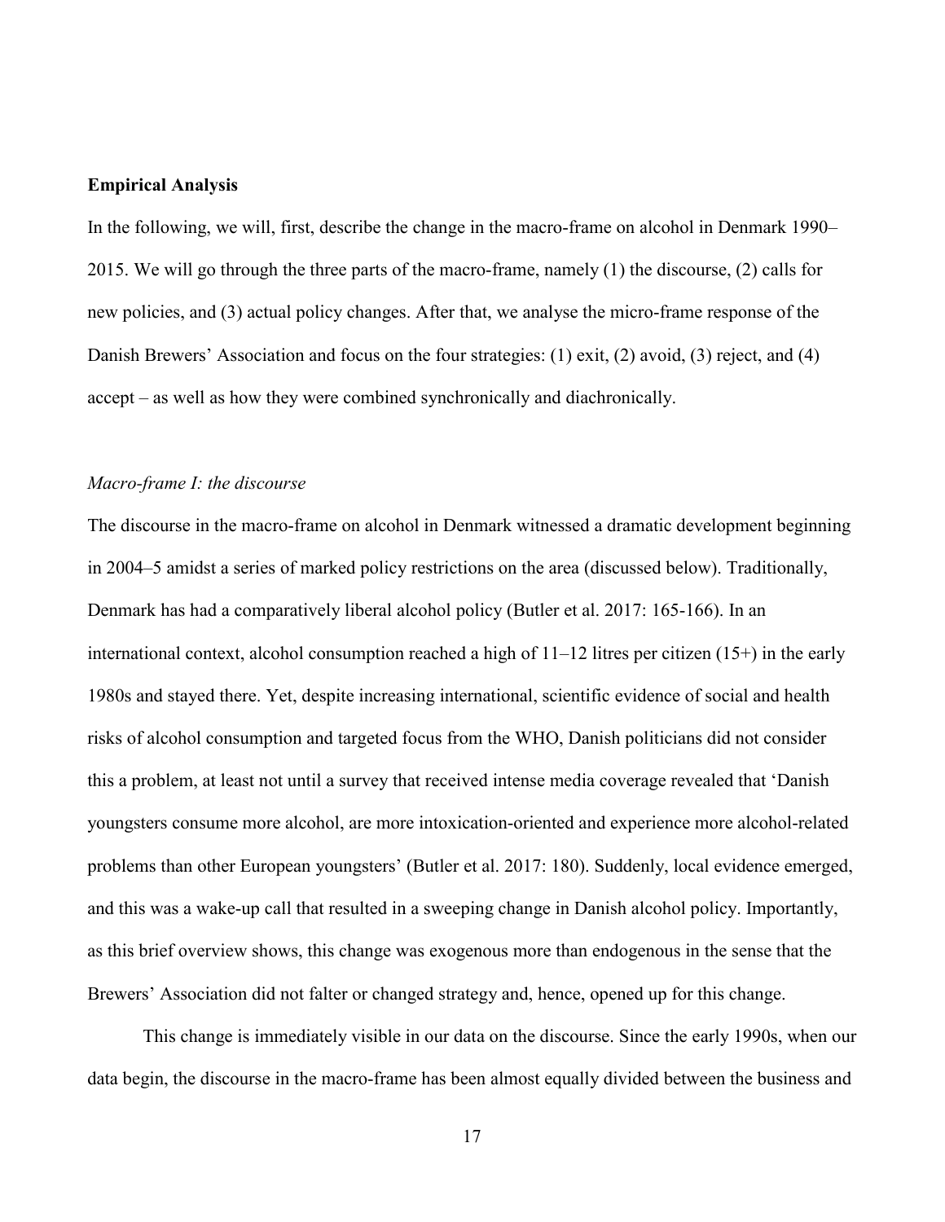**Empirical Analysis**

In the following, we will, first, describe the change in the macro-frame on alcohol in Denmark 1990–2015. We will go through the three parts of the macro-frame, namely (1) the discourse, (2) calls for new policies, and (3) actual policy changes. After that, we analyse the micro-frame response of the Danish Brewers' Association and focus on the four strategies: (1) exit, (2) avoid, (3) reject, and (4) accept – as well as how they were combined synchronically and diachronically.

*Macro-frame I: the discourse*

The discourse in the macro-frame on alcohol in Denmark witnessed a dramatic development beginning in 2004–5 amidst a series of marked policy restrictions on the area (discussed below). Traditionally, Denmark has had a comparatively liberal alcohol policy (Butler et al. 2017: 165-166). In an international context, alcohol consumption reached a high of 11–12 litres per citizen (15+) in the early 1980s and stayed there. Yet, despite increasing international, scientific evidence of social and health risks of alcohol consumption and targeted focus from the WHO, Danish politicians did not consider this a problem, at least not until a survey that received intense media coverage revealed that 'Danish youngsters consume more alcohol, are more intoxication-oriented and experience more alcohol-related problems than other European youngsters' (Butler et al. 2017: 180). Suddenly, local evidence emerged, and this was a wake-up call that resulted in a sweeping change in Danish alcohol policy. Importantly, as this brief overview shows, this change was exogenous more than endogenous in the sense that the Brewers' Association did not falter or changed strategy and, hence, opened up for this change.

This change is immediately visible in our data on the discourse. Since the early 1990s, when our data begin, the discourse in the macro-frame has been almost equally divided between the business and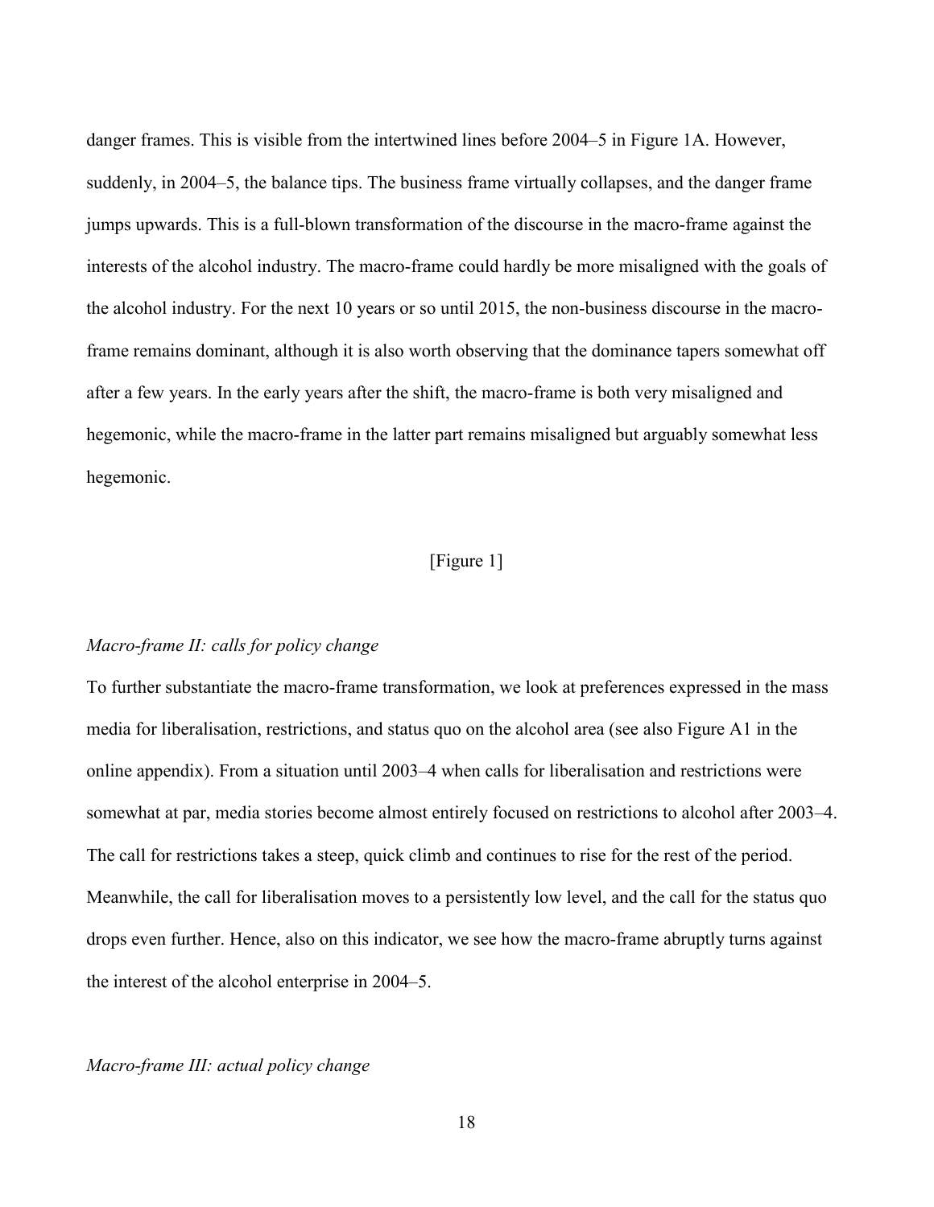danger frames. This is visible from the intertwined lines before 2004–5 in Figure 1A. However, suddenly, in 2004–5, the balance tips. The business frame virtually collapses, and the danger frame jumps upwards. This is a full-blown transformation of the discourse in the macro-frame against the interests of the alcohol industry. The macro-frame could hardly be more misaligned with the goals of the alcohol industry. For the next 10 years or so until 2015, the non-business discourse in the macro-frame remains dominant, although it is also worth observing that the dominance tapers somewhat off after a few years. In the early years after the shift, the macro-frame is both very misaligned and hegemonic, while the macro-frame in the latter part remains misaligned but arguably somewhat less hegemonic.

[Figure 1]

*Macro-frame II: calls for policy change*

To further substantiate the macro-frame transformation, we look at preferences expressed in the mass media for liberalisation, restrictions, and status quo on the alcohol area (see also Figure A1 in the online appendix). From a situation until 2003–4 when calls for liberalisation and restrictions were somewhat at par, media stories become almost entirely focused on restrictions to alcohol after 2003–4. The call for restrictions takes a steep, quick climb and continues to rise for the rest of the period. Meanwhile, the call for liberalisation moves to a persistently low level, and the call for the status quo drops even further. Hence, also on this indicator, we see how the macro-frame abruptly turns against the interest of the alcohol enterprise in 2004–5.

*Macro-frame III: actual policy change*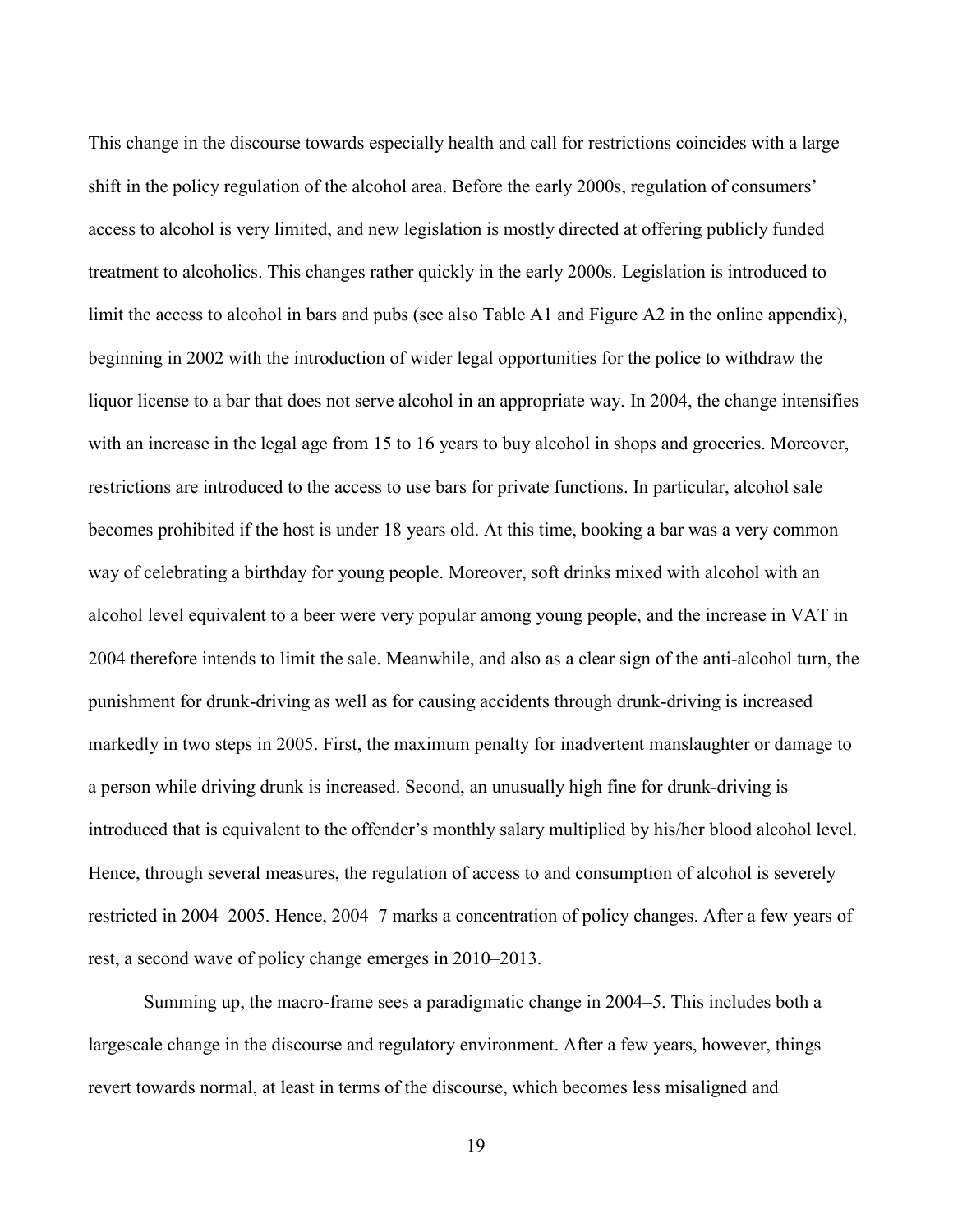This change in the discourse towards especially health and call for restrictions coincides with a large shift in the policy regulation of the alcohol area. Before the early 2000s, regulation of consumers' access to alcohol is very limited, and new legislation is mostly directed at offering publicly funded treatment to alcoholics. This changes rather quickly in the early 2000s. Legislation is introduced to limit the access to alcohol in bars and pubs (see also Table A1 and Figure A2 in the online appendix), beginning in 2002 with the introduction of wider legal opportunities for the police to withdraw the liquor license to a bar that does not serve alcohol in an appropriate way. In 2004, the change intensifies with an increase in the legal age from 15 to 16 years to buy alcohol in shops and groceries. Moreover, restrictions are introduced to the access to use bars for private functions. In particular, alcohol sale becomes prohibited if the host is under 18 years old. At this time, booking a bar was a very common way of celebrating a birthday for young people. Moreover, soft drinks mixed with alcohol with an alcohol level equivalent to a beer were very popular among young people, and the increase in VAT in 2004 therefore intends to limit the sale. Meanwhile, and also as a clear sign of the anti-alcohol turn, the punishment for drunk-driving as well as for causing accidents through drunk-driving is increased markedly in two steps in 2005. First, the maximum penalty for inadvertent manslaughter or damage to a person while driving drunk is increased. Second, an unusually high fine for drunk-driving is introduced that is equivalent to the offender's monthly salary multiplied by his/her blood alcohol level. Hence, through several measures, the regulation of access to and consumption of alcohol is severely restricted in 2004–2005. Hence, 2004–7 marks a concentration of policy changes. After a few years of rest, a second wave of policy change emerges in 2010–2013.

Summing up, the macro-frame sees a paradigmatic change in 2004–5. This includes both a largescale change in the discourse and regulatory environment. After a few years, however, things revert towards normal, at least in terms of the discourse, which becomes less misaligned and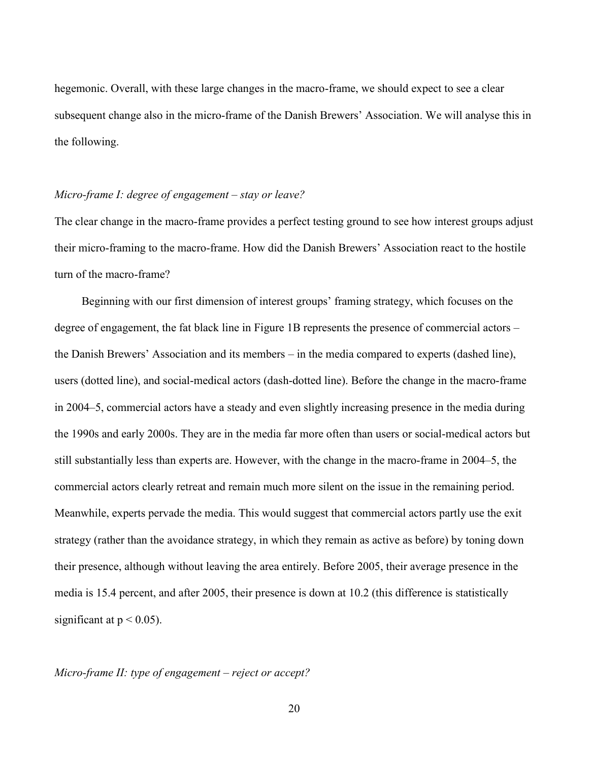hegemonic. Overall, with these large changes in the macro-frame, we should expect to see a clear subsequent change also in the micro-frame of the Danish Brewers' Association. We will analyse this in the following.

*Micro-frame I: degree of engagement – stay or leave?*

The clear change in the macro-frame provides a perfect testing ground to see how interest groups adjust their micro-framing to the macro-frame. How did the Danish Brewers' Association react to the hostile turn of the macro-frame?

Beginning with our first dimension of interest groups' framing strategy, which focuses on the degree of engagement, the fat black line in Figure 1B represents the presence of commercial actors – the Danish Brewers' Association and its members – in the media compared to experts (dashed line), users (dotted line), and social-medical actors (dash-dotted line). Before the change in the macro-frame in 2004–5, commercial actors have a steady and even slightly increasing presence in the media during the 1990s and early 2000s. They are in the media far more often than users or social-medical actors but still substantially less than experts are. However, with the change in the macro-frame in 2004–5, the commercial actors clearly retreat and remain much more silent on the issue in the remaining period. Meanwhile, experts pervade the media. This would suggest that commercial actors partly use the exit strategy (rather than the avoidance strategy, in which they remain as active as before) by toning down their presence, although without leaving the area entirely. Before 2005, their average presence in the media is 15.4 percent, and after 2005, their presence is down at 10.2 (this difference is statistically significant at $p < 0.05$).

*Micro-frame II: type of engagement – reject or accept?*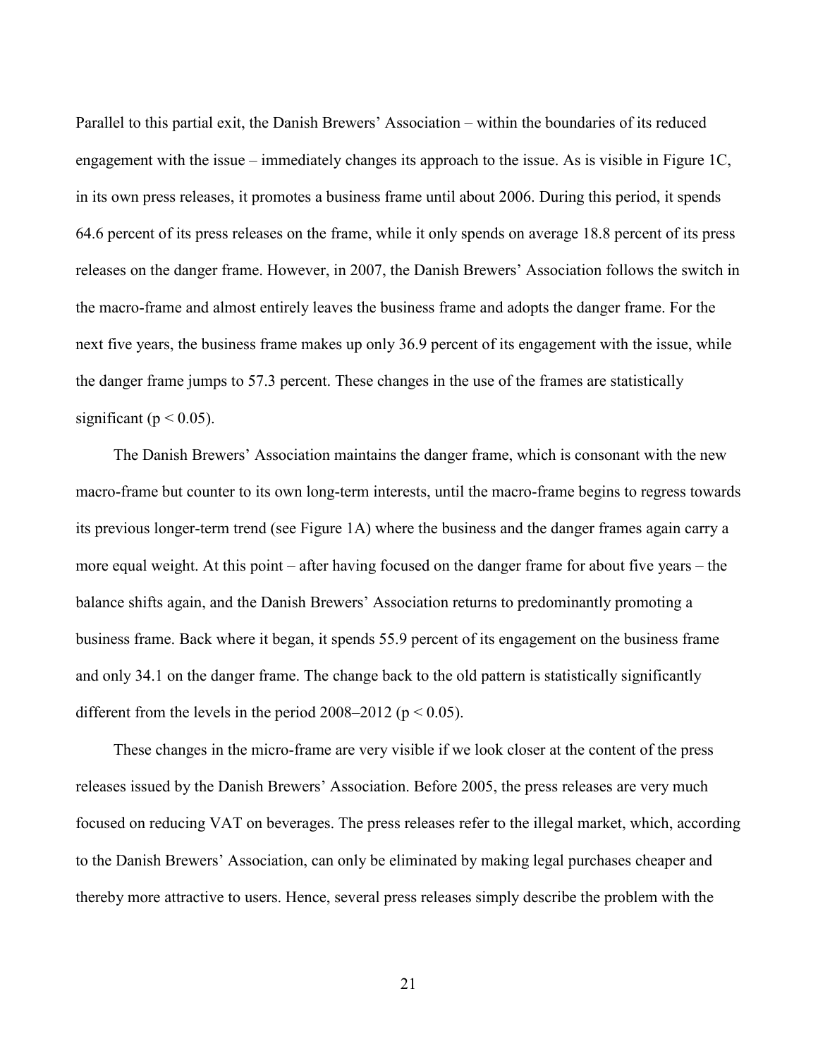Parallel to this partial exit, the Danish Brewers' Association – within the boundaries of its reduced engagement with the issue – immediately changes its approach to the issue. As is visible in Figure 1C, in its own press releases, it promotes a business frame until about 2006. During this period, it spends 64.6 percent of its press releases on the frame, while it only spends on average 18.8 percent of its press releases on the danger frame. However, in 2007, the Danish Brewers' Association follows the switch in the macro-frame and almost entirely leaves the business frame and adopts the danger frame. For the next five years, the business frame makes up only 36.9 percent of its engagement with the issue, while the danger frame jumps to 57.3 percent. These changes in the use of the frames are statistically significant ($p < 0.05$).

The Danish Brewers' Association maintains the danger frame, which is consonant with the new macro-frame but counter to its own long-term interests, until the macro-frame begins to regress towards its previous longer-term trend (see Figure 1A) where the business and the danger frames again carry a more equal weight. At this point – after having focused on the danger frame for about five years – the balance shifts again, and the Danish Brewers' Association returns to predominantly promoting a business frame. Back where it began, it spends 55.9 percent of its engagement on the business frame and only 34.1 on the danger frame. The change back to the old pattern is statistically significantly different from the levels in the period 2008–2012 ($p < 0.05$).

These changes in the micro-frame are very visible if we look closer at the content of the press releases issued by the Danish Brewers' Association. Before 2005, the press releases are very much focused on reducing VAT on beverages. The press releases refer to the illegal market, which, according to the Danish Brewers' Association, can only be eliminated by making legal purchases cheaper and thereby more attractive to users. Hence, several press releases simply describe the problem with the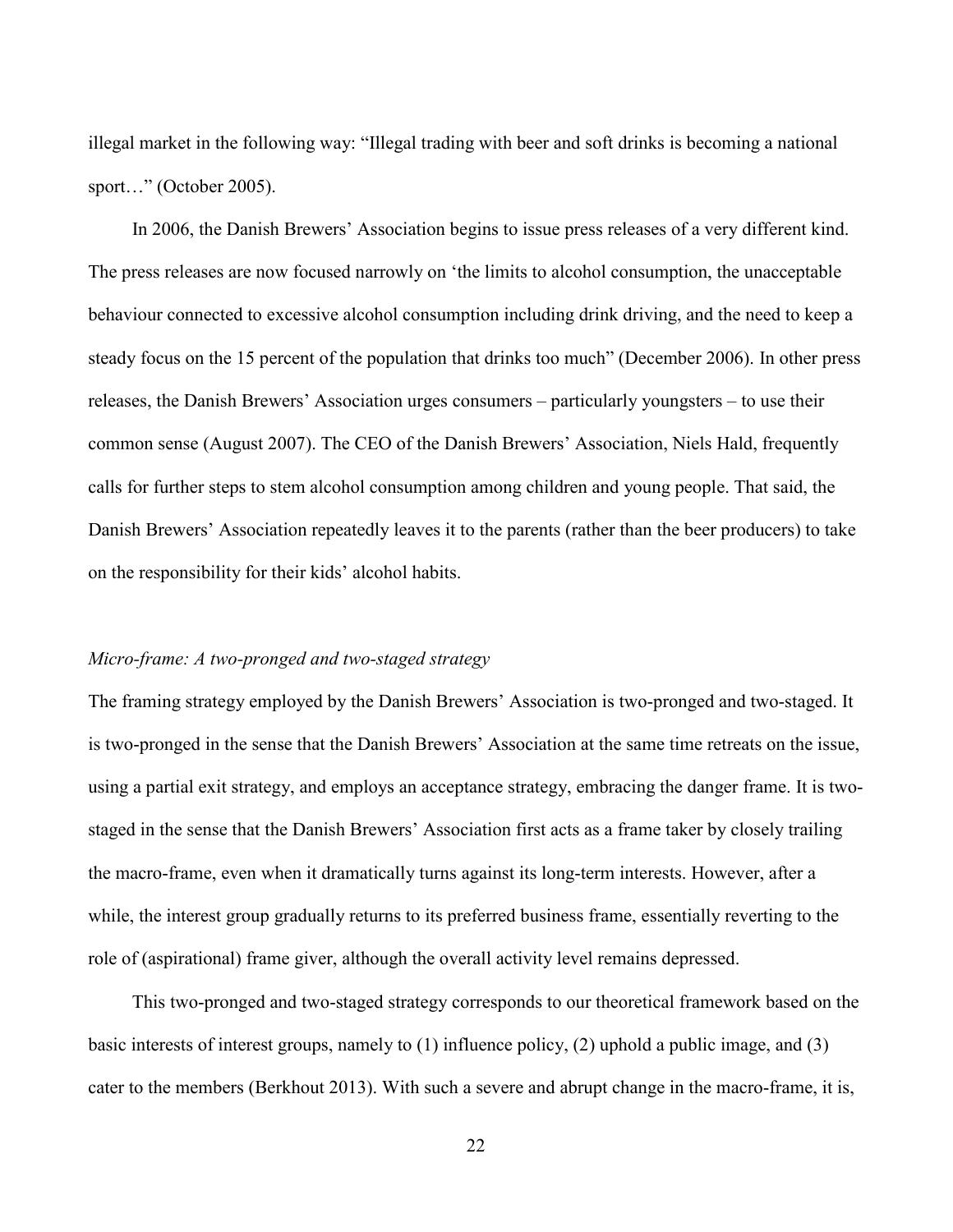illegal market in the following way: "Illegal trading with beer and soft drinks is becoming a national sport…" (October 2005).

In 2006, the Danish Brewers' Association begins to issue press releases of a very different kind. The press releases are now focused narrowly on 'the limits to alcohol consumption, the unacceptable behaviour connected to excessive alcohol consumption including drink driving, and the need to keep a steady focus on the 15 percent of the population that drinks too much" (December 2006). In other press releases, the Danish Brewers' Association urges consumers – particularly youngsters – to use their common sense (August 2007). The CEO of the Danish Brewers' Association, Niels Hald, frequently calls for further steps to stem alcohol consumption among children and young people. That said, the Danish Brewers' Association repeatedly leaves it to the parents (rather than the beer producers) to take on the responsibility for their kids' alcohol habits.

*Micro-frame: A two-pronged and two-staged strategy*

The framing strategy employed by the Danish Brewers' Association is two-pronged and two-staged. It is two-pronged in the sense that the Danish Brewers' Association at the same time retreats on the issue, using a partial exit strategy, and employs an acceptance strategy, embracing the danger frame. It is two-staged in the sense that the Danish Brewers' Association first acts as a frame taker by closely trailing the macro-frame, even when it dramatically turns against its long-term interests. However, after a while, the interest group gradually returns to its preferred business frame, essentially reverting to the role of (aspirational) frame giver, although the overall activity level remains depressed.

This two-pronged and two-staged strategy corresponds to our theoretical framework based on the basic interests of interest groups, namely to (1) influence policy, (2) uphold a public image, and (3) cater to the members (Berkhout 2013). With such a severe and abrupt change in the macro-frame, it is,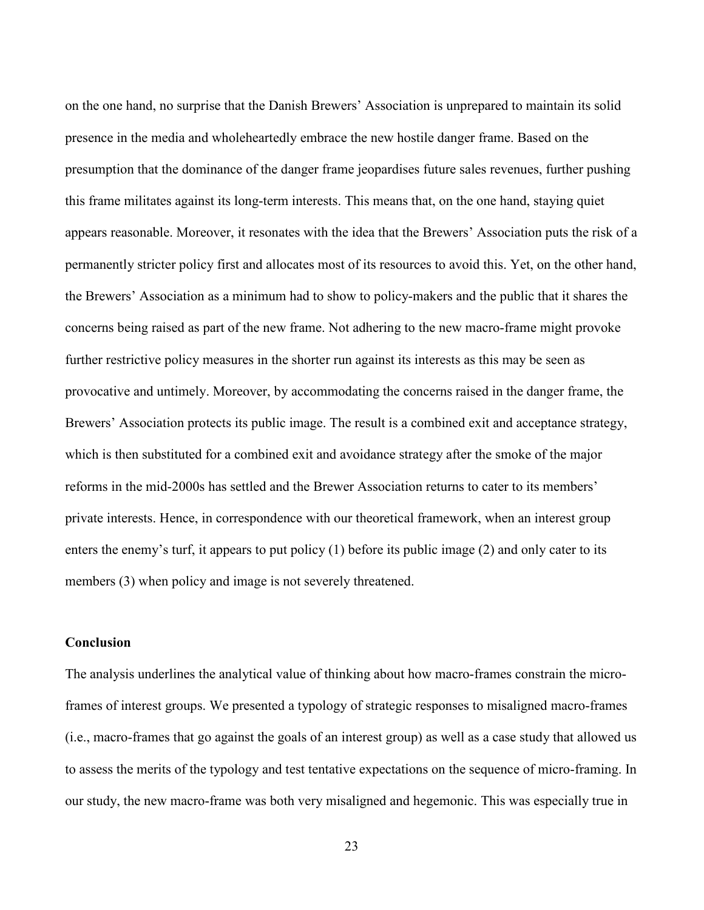on the one hand, no surprise that the Danish Brewers' Association is unprepared to maintain its solid presence in the media and wholeheartedly embrace the new hostile danger frame. Based on the presumption that the dominance of the danger frame jeopardises future sales revenues, further pushing this frame militates against its long-term interests. This means that, on the one hand, staying quiet appears reasonable. Moreover, it resonates with the idea that the Brewers' Association puts the risk of a permanently stricter policy first and allocates most of its resources to avoid this. Yet, on the other hand, the Brewers' Association as a minimum had to show to policy-makers and the public that it shares the concerns being raised as part of the new frame. Not adhering to the new macro-frame might provoke further restrictive policy measures in the shorter run against its interests as this may be seen as provocative and untimely. Moreover, by accommodating the concerns raised in the danger frame, the Brewers' Association protects its public image. The result is a combined exit and acceptance strategy, which is then substituted for a combined exit and avoidance strategy after the smoke of the major reforms in the mid-2000s has settled and the Brewer Association returns to cater to its members' private interests. Hence, in correspondence with our theoretical framework, when an interest group enters the enemy's turf, it appears to put policy (1) before its public image (2) and only cater to its members (3) when policy and image is not severely threatened.

**Conclusion**

The analysis underlines the analytical value of thinking about how macro-frames constrain the micro-frames of interest groups. We presented a typology of strategic responses to misaligned macro-frames (i.e., macro-frames that go against the goals of an interest group) as well as a case study that allowed us to assess the merits of the typology and test tentative expectations on the sequence of micro-framing. In our study, the new macro-frame was both very misaligned and hegemonic. This was especially true in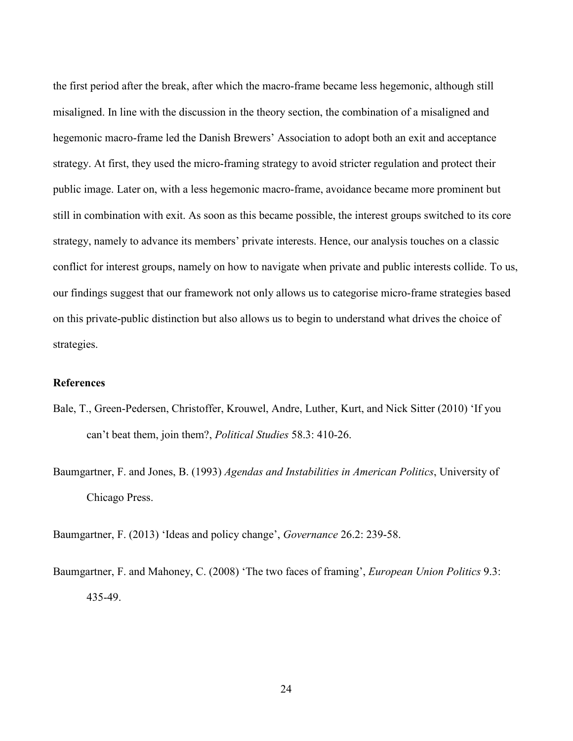the first period after the break, after which the macro-frame became less hegemonic, although still misaligned. In line with the discussion in the theory section, the combination of a misaligned and hegemonic macro-frame led the Danish Brewers' Association to adopt both an exit and acceptance strategy. At first, they used the micro-framing strategy to avoid stricter regulation and protect their public image. Later on, with a less hegemonic macro-frame, avoidance became more prominent but still in combination with exit. As soon as this became possible, the interest groups switched to its core strategy, namely to advance its members' private interests. Hence, our analysis touches on a classic conflict for interest groups, namely on how to navigate when private and public interests collide. To us, our findings suggest that our framework not only allows us to categorise micro-frame strategies based on this private-public distinction but also allows us to begin to understand what drives the choice of strategies.

## References

Bale, T., Green-Pedersen, Christoffer, Krouwel, Andre, Luther, Kurt, and Nick Sitter (2010) 'If you can't beat them, join them?, *Political Studies* 58.3: 410-26.

Baumgartner, F. and Jones, B. (1993) *Agendas and Instabilities in American Politics*, University of Chicago Press.

Baumgartner, F. (2013) 'Ideas and policy change', *Governance* 26.2: 239-58.

Baumgartner, F. and Mahoney, C. (2008) 'The two faces of framing', *European Union Politics* 9.3: 435-49.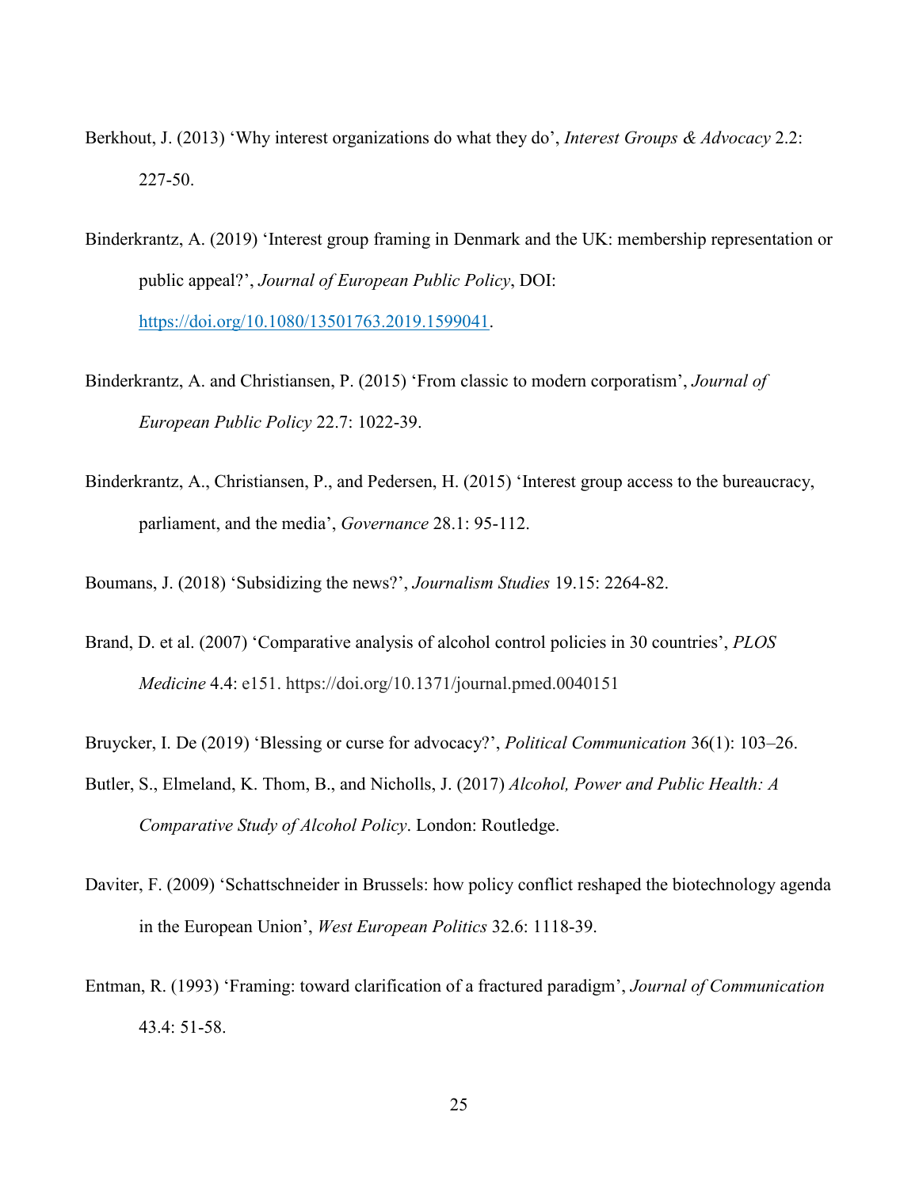Berkhout, J. (2013) 'Why interest organizations do what they do', *Interest Groups & Advocacy* 2.2: 227-50.

Binderkrantz, A. (2019) 'Interest group framing in Denmark and the UK: membership representation or public appeal?', *Journal of European Public Policy*, DOI: https://doi.org/10.1080/13501763.2019.1599041.

Binderkrantz, A. and Christiansen, P. (2015) 'From classic to modern corporatism', *Journal of European Public Policy* 22.7: 1022-39.

Binderkrantz, A., Christiansen, P., and Pedersen, H. (2015) 'Interest group access to the bureaucracy, parliament, and the media', *Governance* 28.1: 95-112.

Boumans, J. (2018) 'Subsidizing the news?', *Journalism Studies* 19.15: 2264-82.

Brand, D. et al. (2007) 'Comparative analysis of alcohol control policies in 30 countries', *PLOS Medicine* 4.4: e151. https://doi.org/10.1371/journal.pmed.0040151

Bruycker, I. De (2019) 'Blessing or curse for advocacy?', *Political Communication* 36(1): 103–26.

Butler, S., Elmeland, K. Thom, B., and Nicholls, J. (2017) *Alcohol, Power and Public Health: A Comparative Study of Alcohol Policy*. London: Routledge.

Daviter, F. (2009) 'Schattschneider in Brussels: how policy conflict reshaped the biotechnology agenda in the European Union', *West European Politics* 32.6: 1118-39.

Entman, R. (1993) 'Framing: toward clarification of a fractured paradigm', *Journal of Communication* 43.4: 51-58.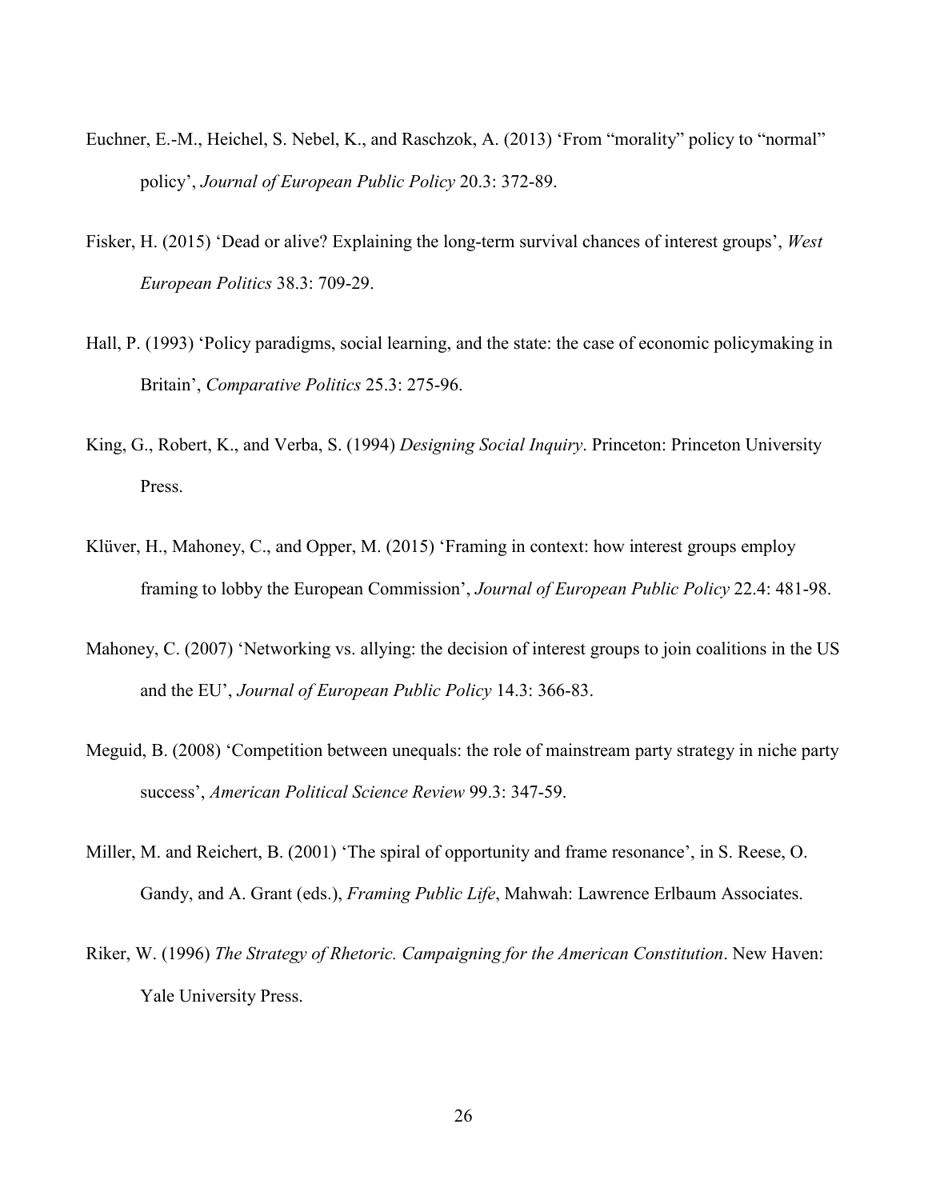Euchner, E.-M., Heichel, S. Nebel, K., and Raschzok, A. (2013) 'From "morality" policy to "normal" policy', *Journal of European Public Policy* 20.3: 372-89.

Fisker, H. (2015) 'Dead or alive? Explaining the long-term survival chances of interest groups', *West European Politics* 38.3: 709-29.

Hall, P. (1993) 'Policy paradigms, social learning, and the state: the case of economic policymaking in Britain', *Comparative Politics* 25.3: 275-96.

King, G., Robert, K., and Verba, S. (1994) *Designing Social Inquiry*. Princeton: Princeton University Press.

Klüver, H., Mahoney, C., and Opper, M. (2015) 'Framing in context: how interest groups employ framing to lobby the European Commission', *Journal of European Public Policy* 22.4: 481-98.

Mahoney, C. (2007) 'Networking vs. allying: the decision of interest groups to join coalitions in the US and the EU', *Journal of European Public Policy* 14.3: 366-83.

Meguid, B. (2008) 'Competition between unequals: the role of mainstream party strategy in niche party success', *American Political Science Review* 99.3: 347-59.

Miller, M. and Reichert, B. (2001) 'The spiral of opportunity and frame resonance', in S. Reese, O. Gandy, and A. Grant (eds.), *Framing Public Life*, Mahwah: Lawrence Erlbaum Associates.

Riker, W. (1996) *The Strategy of Rhetoric. Campaigning for the American Constitution*. New Haven: Yale University Press.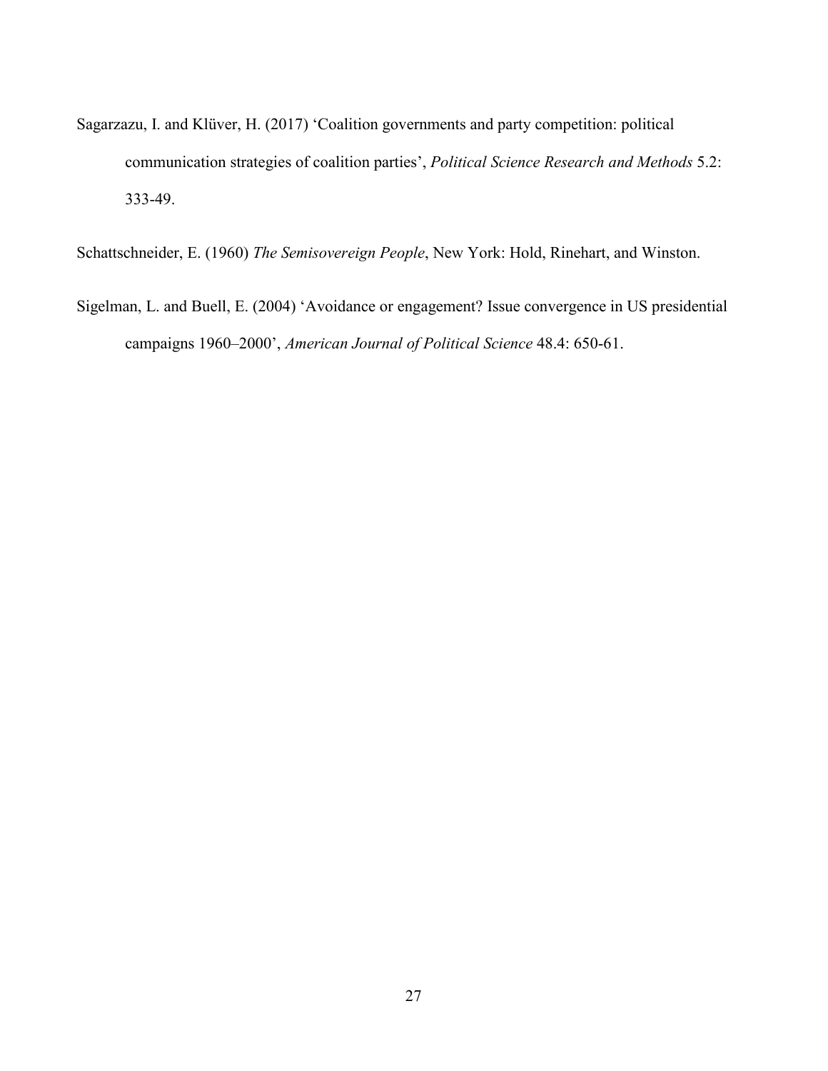Sagarzazu, I. and Klüver, H. (2017) 'Coalition governments and party competition: political communication strategies of coalition parties', *Political Science Research and Methods* 5.2: 333-49.

Schattschneider, E. (1960) *The Semisovereign People*, New York: Hold, Rinehart, and Winston.

Sigelman, L. and Buell, E. (2004) 'Avoidance or engagement? Issue convergence in US presidential campaigns 1960–2000', *American Journal of Political Science* 48.4: 650-61.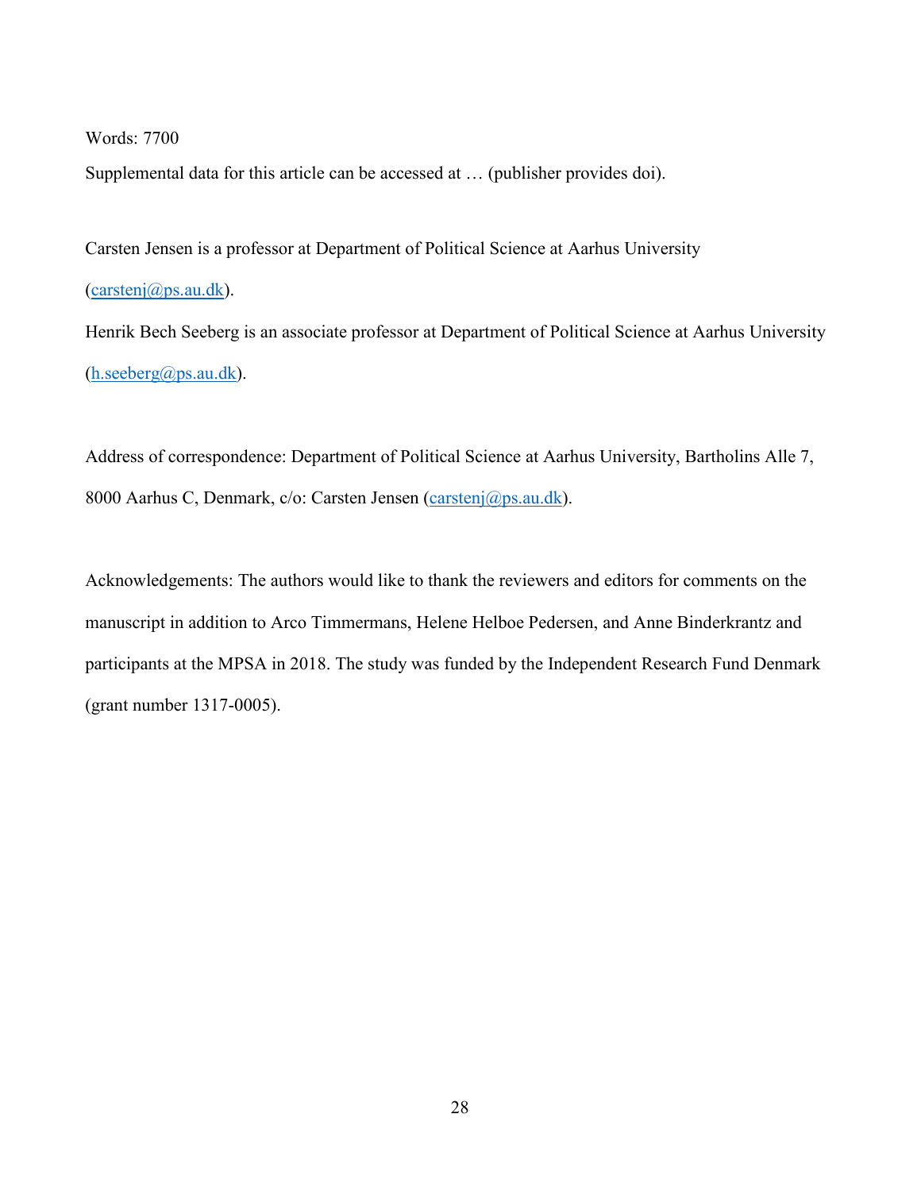Words: 7700

Supplemental data for this article can be accessed at … (publisher provides doi).

Carsten Jensen is a professor at Department of Political Science at Aarhus University (carstenj@ps.au.dk).

Henrik Bech Seeberg is an associate professor at Department of Political Science at Aarhus University (h.seeberg@ps.au.dk).

Address of correspondence: Department of Political Science at Aarhus University, Bartholins Alle 7, 8000 Aarhus C, Denmark, c/o: Carsten Jensen (carstenj@ps.au.dk).

Acknowledgements: The authors would like to thank the reviewers and editors for comments on the manuscript in addition to Arco Timmermans, Helene Helboe Pedersen, and Anne Binderkrantz and participants at the MPSA in 2018. The study was funded by the Independent Research Fund Denmark (grant number 1317-0005).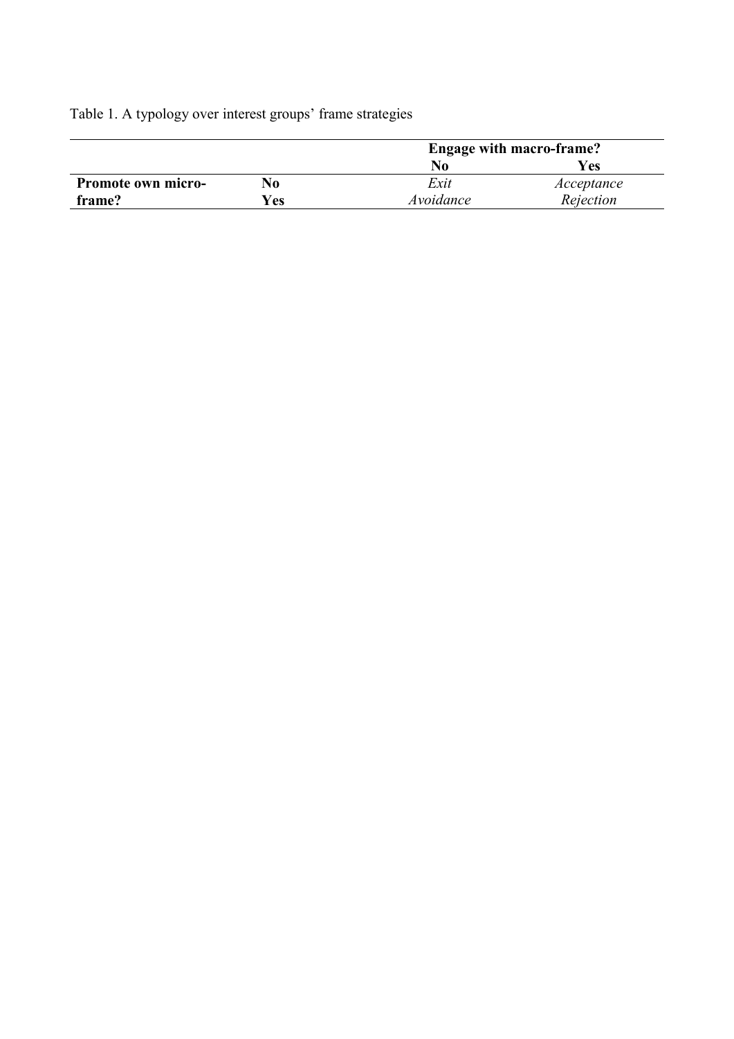Table 1. A typology over interest groups' frame strategies

| | | **Engage with macro-frame?** | |
|---|---|---|---|
| | | **No** | **Yes** |
| **Promote own micro-frame?** | **No** | *Exit* | *Acceptance* |
| | **Yes** | *Avoidance* | *Rejection* |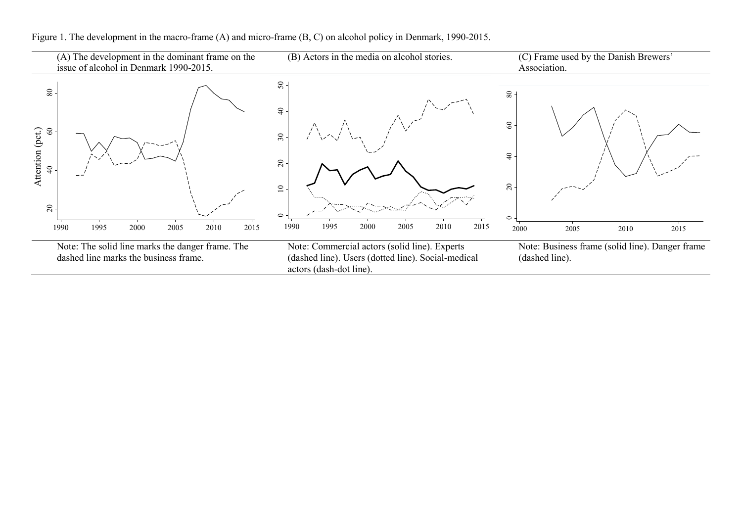Figure 1. The development in the macro-frame (A) and micro-frame (B, C) on alcohol policy in Denmark, 1990-2015.

| (A) The development in the dominant frame on the issue of alcohol in Denmark 1990-2015. | (B) Actors in the media on alcohol stories. | (C) Frame used by the Danish Brewers' Association. |
| --- | --- | --- |
| Note: The solid line marks the danger frame. The dashed line marks the business frame. | Note: Commercial actors (solid line). Experts (dashed line). Users (dotted line). Social-medical actors (dash-dot line). | Note: Business frame (solid line). Danger frame (dashed line). |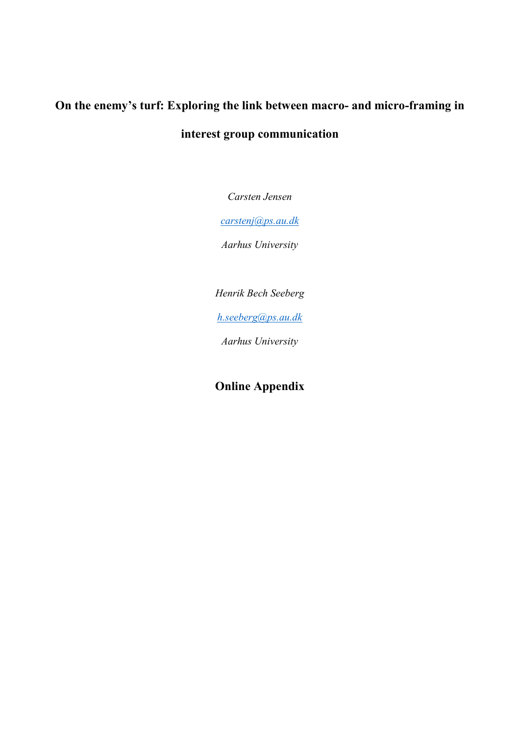# On the enemy's turf: Exploring the link between macro- and micro-framing in interest group communication

*Carsten Jensen*

*carstenj@ps.au.dk*

*Aarhus University*

*Henrik Bech Seeberg*

*h.seeberg@ps.au.dk*

*Aarhus University*

## Online Appendix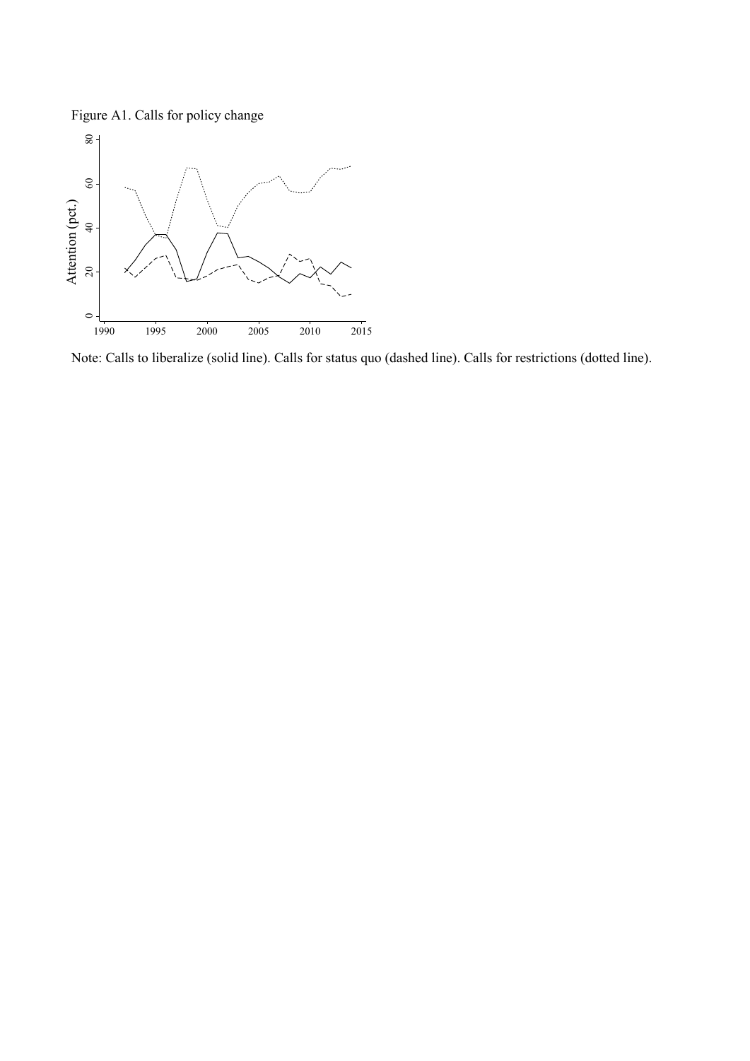Figure A1. Calls for policy change

Note: Calls to liberalize (solid line). Calls for status quo (dashed line). Calls for restrictions (dotted line).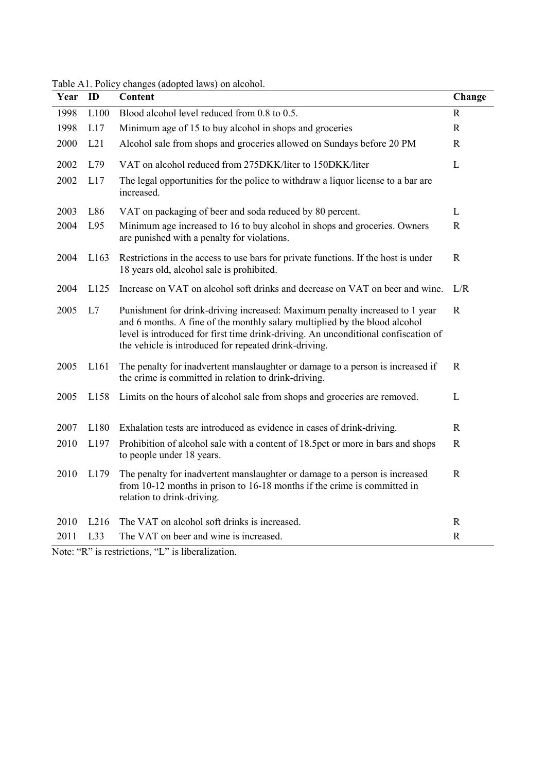Table A1. Policy changes (adopted laws) on alcohol.

| Year | ID | Content | Change |
|---|---|---|---|
| 1998 | L100 | Blood alcohol level reduced from 0.8 to 0.5. | R |
| 1998 | L17 | Minimum age of 15 to buy alcohol in shops and groceries | R |
| 2000 | L21 | Alcohol sale from shops and groceries allowed on Sundays before 20 PM | R |
| 2002 | L79 | VAT on alcohol reduced from 275DKK/liter to 150DKK/liter | L |
| 2002 | L17 | The legal opportunities for the police to withdraw a liquor license to a bar are increased. | |
| 2003 | L86 | VAT on packaging of beer and soda reduced by 80 percent. | L |
| 2004 | L95 | Minimum age increased to 16 to buy alcohol in shops and groceries. Owners are punished with a penalty for violations. | R |
| 2004 | L163 | Restrictions in the access to use bars for private functions. If the host is under 18 years old, alcohol sale is prohibited. | R |
| 2004 | L125 | Increase on VAT on alcohol soft drinks and decrease on VAT on beer and wine. | L/R |
| 2005 | L7 | Punishment for drink-driving increased: Maximum penalty increased to 1 year and 6 months. A fine of the monthly salary multiplied by the blood alcohol level is introduced for first time drink-driving. An unconditional confiscation of the vehicle is introduced for repeated drink-driving. | R |
| 2005 | L161 | The penalty for inadvertent manslaughter or damage to a person is increased if the crime is committed in relation to drink-driving. | R |
| 2005 | L158 | Limits on the hours of alcohol sale from shops and groceries are removed. | L |
| 2007 | L180 | Exhalation tests are introduced as evidence in cases of drink-driving. | R |
| 2010 | L197 | Prohibition of alcohol sale with a content of 18.5pct or more in bars and shops to people under 18 years. | R |
| 2010 | L179 | The penalty for inadvertent manslaughter or damage to a person is increased from 10-12 months in prison to 16-18 months if the crime is committed in relation to drink-driving. | R |
| 2010 | L216 | The VAT on alcohol soft drinks is increased. | R |
| 2011 | L33 | The VAT on beer and wine is increased. | R |

Note: "R" is restrictions, "L" is liberalization.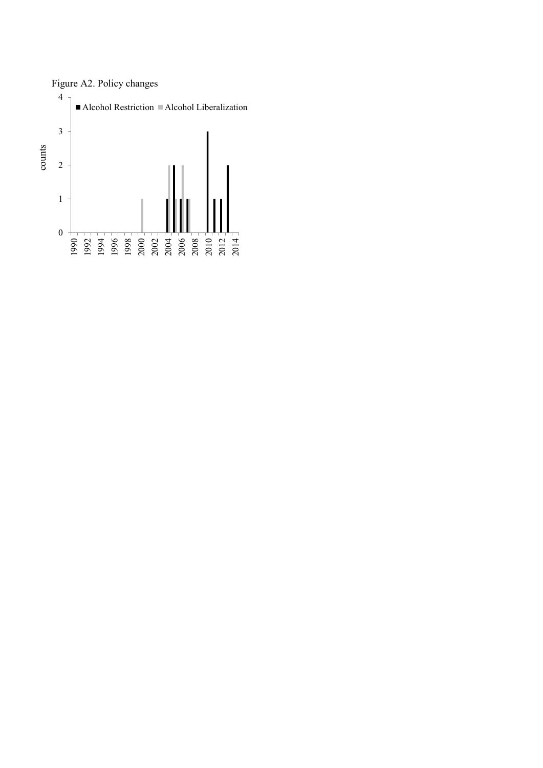Figure A2. Policy changes

counts

4

3

2

1

0

■ Alcohol Restriction ■ Alcohol Liberalization

1990
1992
1994
1996
1998
2000
2002
2004
2006
2008
2010
2012
2014